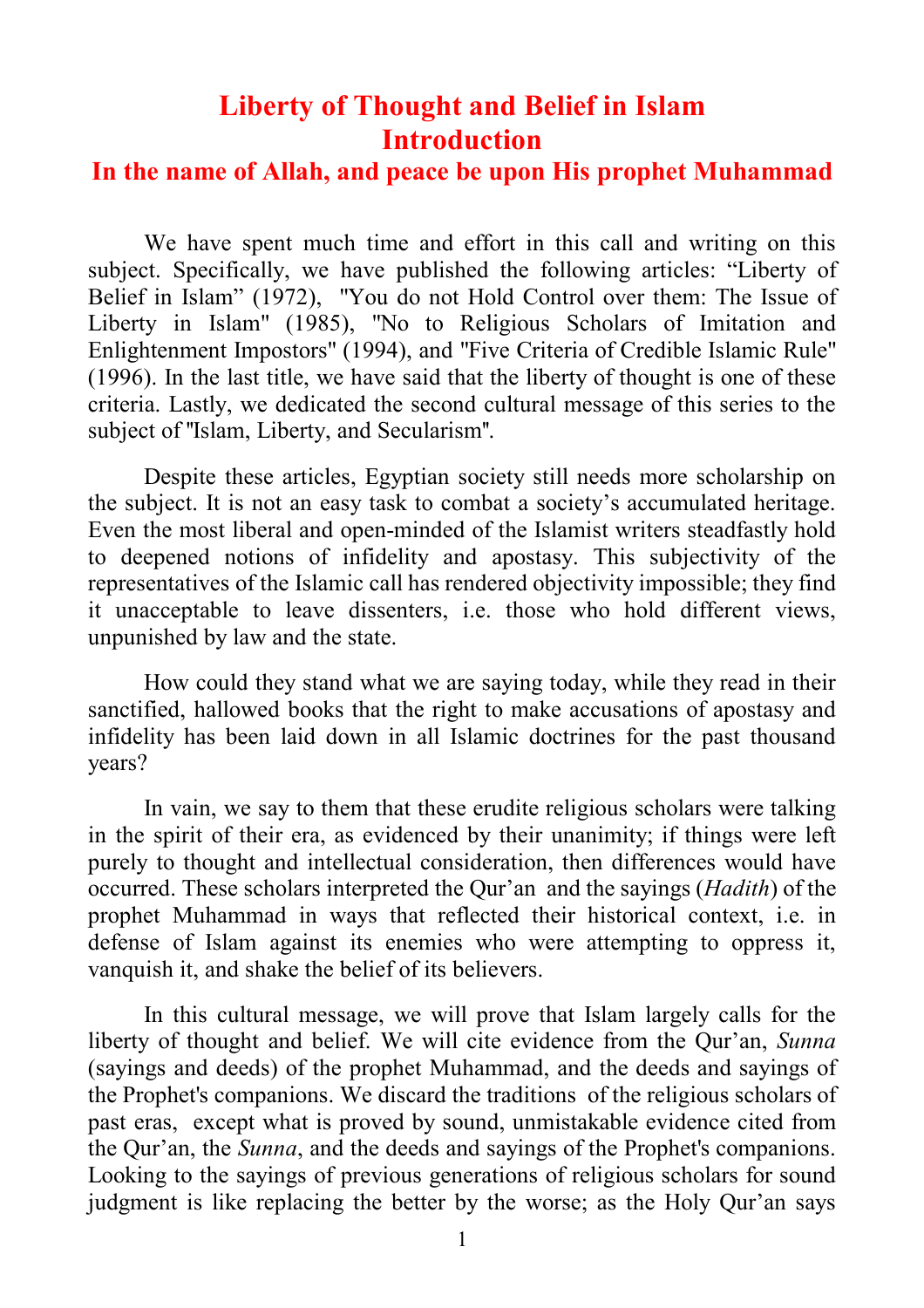# Liberty of Thought and Belief in Islam

## Introduction

### In the name of Allah, and peace be upon His prophet Muhammad

We have spent much time and effort in this call and writing on this subject. Specifically, we have published the following articles: "Liberty of Belief in Islam" (1972), "You do not Hold Control over them: The Issue of Liberty in Islam" (1985), "No to Religious Scholars of Imitation and Enlightenment Impostors" (1994), and "Five Criteria of Credible Islamic Rule" (1996). In the last title, we have said that the liberty of thought is one of these criteria. Lastly, we dedicated the second cultural message of this series to the subject of "Islam, Liberty, and Secularism".

Despite these articles, Egyptian society still needs more scholarship on the subject. It is not an easy task to combat a society's accumulated heritage. Even the most liberal and open-minded of the Islamist writers steadfastly hold to deepened notions of infidelity and apostasy. This subjectivity of the representatives of the Islamic call has rendered objectivity impossible; they find it unacceptable to leave dissenters, i.e. those who hold different views, unpunished by law and the state.

How could they stand what we are saying today, while they read in their sanctified, hallowed books that the right to make accusations of apostasy and infidelity has been laid down in all Islamic doctrines for the past thousand years?

In vain, we say to them that these erudite religious scholars were talking in the spirit of their era, as evidenced by their unanimity; if things were left purely to thought and intellectual consideration, then differences would have occurred. These scholars interpreted the Qur'an and the sayings (*Hadith*) of the prophet Muhammad in ways that reflected their historical context, i.e. in defense of Islam against its enemies who were attempting to oppress it, vanquish it, and shake the belief of its believers.

In this cultural message, we will prove that Islam largely calls for the liberty of thought and belief. We will cite evidence from the Qur'an, *Sunna* (sayings and deeds) of the prophet Muhammad, and the deeds and sayings of the Prophet's companions. We discard the traditions of the religious scholars of past eras, except what is proved by sound, unmistakable evidence cited from the Qur'an, the *Sunna*, and the deeds and sayings of the Prophet's companions. Looking to the sayings of previous generations of religious scholars for sound judgment is like replacing the better by the worse; as the Holy Qur'an says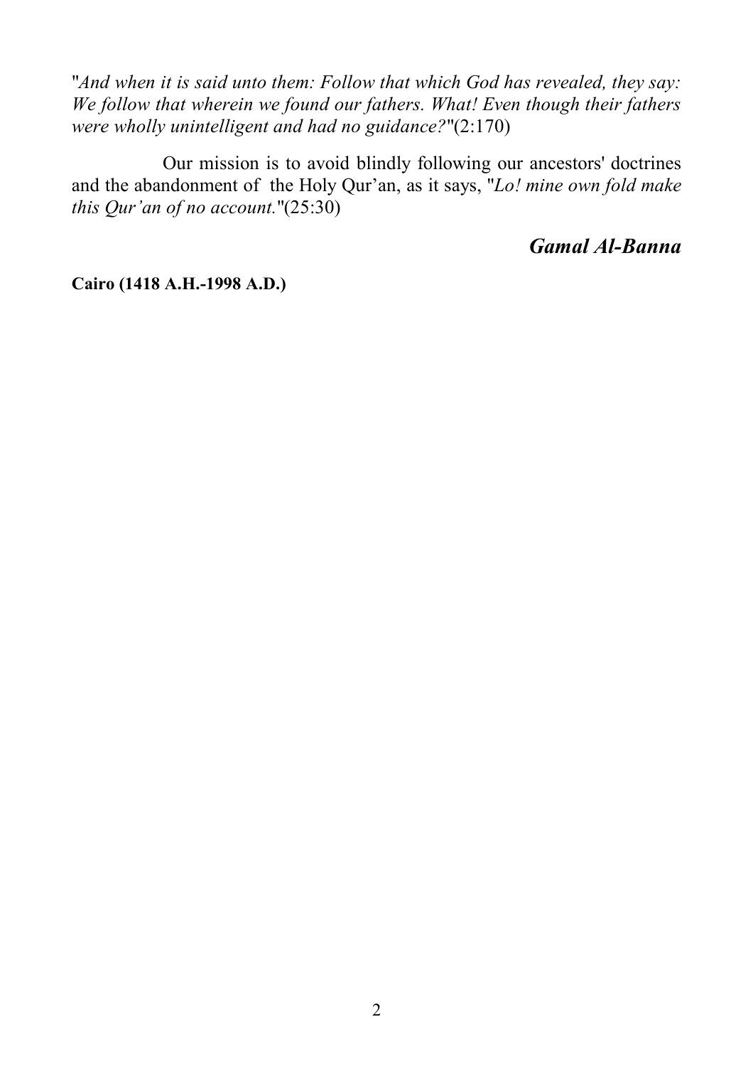"*And when it is said unto them: Follow that which God has revealed, they say: We follow that wherein we found our fathers. What! Even though their fathers were wholly unintelligent and had no guidance?*"(2:170)

Our mission is to avoid blindly following our ancestors' doctrines and the abandonment of the Holy Qur'an, as it says, "*Lo! mine own fold make this Qur'an of no account.*"(25:30)

***Gamal Al-Banna***

**Cairo (1418 A.H.-1998 A.D.)**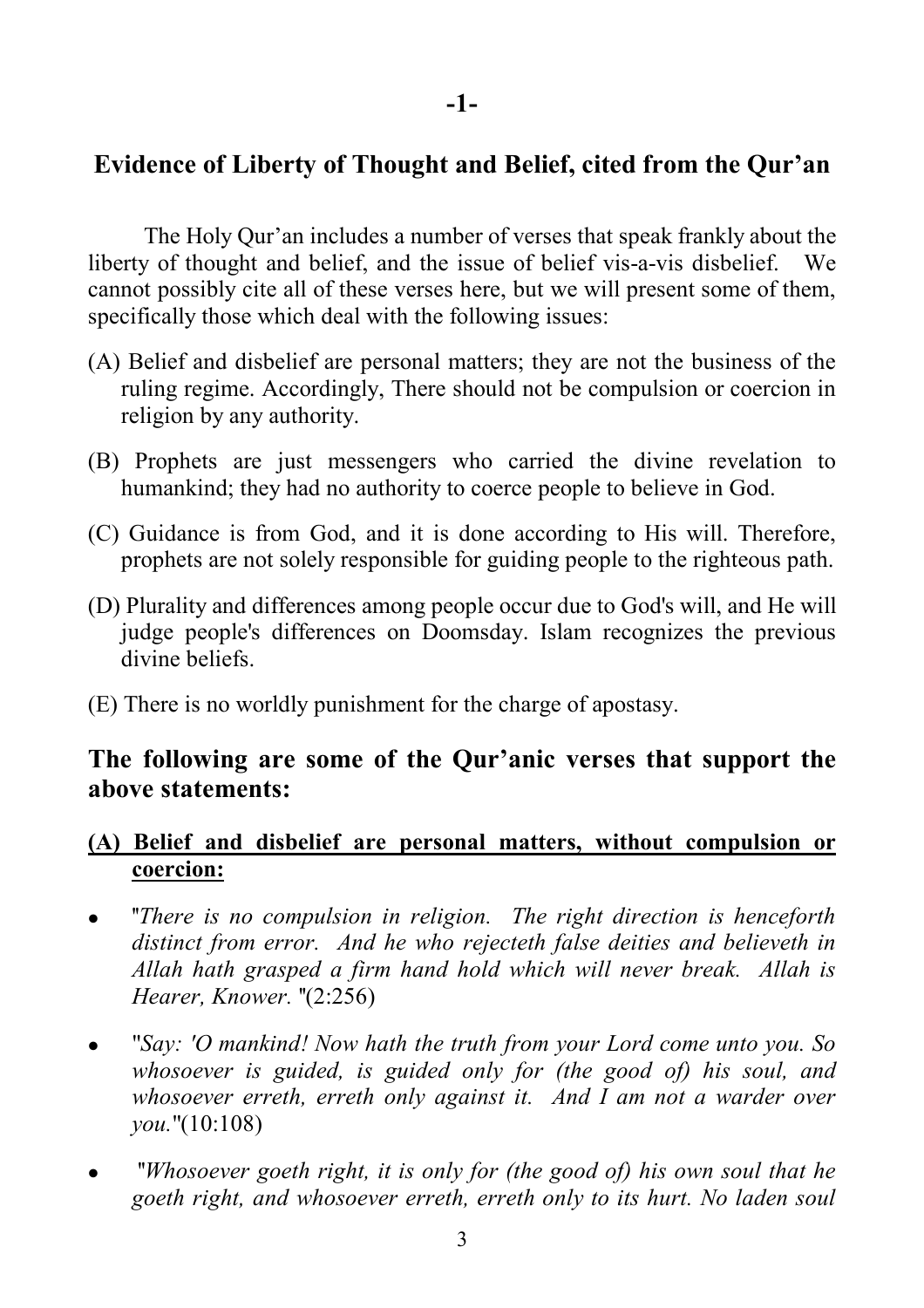## -1-

## Evidence of Liberty of Thought and Belief, cited from the Qur'an

The Holy Qur'an includes a number of verses that speak frankly about the liberty of thought and belief, and the issue of belief vis-a-vis disbelief. We cannot possibly cite all of these verses here, but we will present some of them, specifically those which deal with the following issues:

(A) Belief and disbelief are personal matters; they are not the business of the ruling regime. Accordingly, There should not be compulsion or coercion in religion by any authority.

(B) Prophets are just messengers who carried the divine revelation to humankind; they had no authority to coerce people to believe in God.

(C) Guidance is from God, and it is done according to His will. Therefore, prophets are not solely responsible for guiding people to the righteous path.

(D) Plurality and differences among people occur due to God's will, and He will judge people's differences on Doomsday. Islam recognizes the previous divine beliefs.

(E) There is no worldly punishment for the charge of apostasy.

### The following are some of the Qur'anic verses that support the above statements:

**(A) Belief and disbelief are personal matters, without compulsion or coercion:**

- "*There is no compulsion in religion. The right direction is henceforth distinct from error. And he who rejecteth false deities and believeth in Allah hath grasped a firm hand hold which will never break. Allah is Hearer, Knower.* "(2:256)
- "*Say: 'O mankind! Now hath the truth from your Lord come unto you. So whosoever is guided, is guided only for (the good of) his soul, and whosoever erreth, erreth only against it. And I am not a warder over you.*"(10:108)
- "*Whosoever goeth right, it is only for (the good of) his own soul that he goeth right, and whosoever erreth, erreth only to its hurt. No laden soul*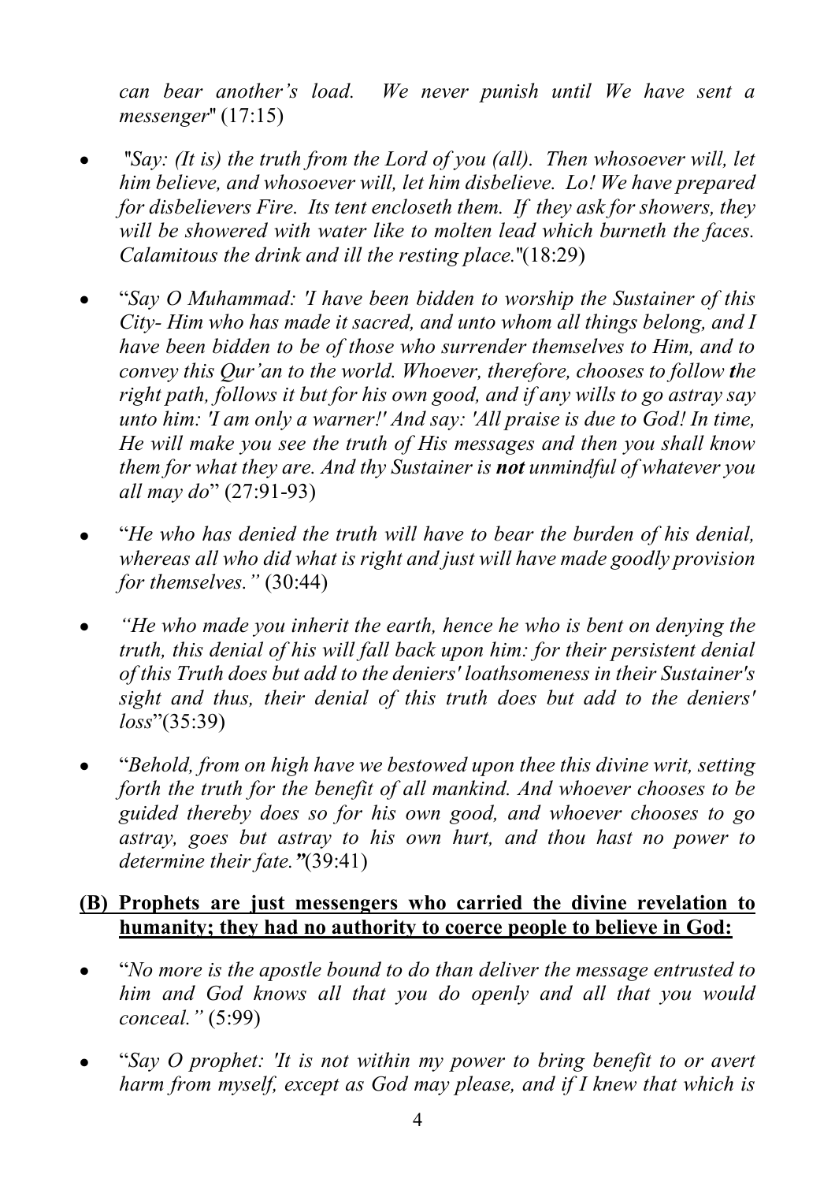*can bear another's load. We never punish until We have sent a messenger*" (17:15)

- "*Say: (It is) the truth from the Lord of you (all). Then whosoever will, let him believe, and whosoever will, let him disbelieve. Lo! We have prepared for disbelievers Fire. Its tent encloseth them. If they ask for showers, they will be showered with water like to molten lead which burneth the faces. Calamitous the drink and ill the resting place.*"(18:29)

- "*Say O Muhammad: 'I have been bidden to worship the Sustainer of this City- Him who has made it sacred, and unto whom all things belong, and I have been bidden to be of those who surrender themselves to Him, and to convey this Qur'an to the world. Whoever, therefore, chooses to follow the right path, follows it but for his own good, and if any wills to go astray say unto him: 'I am only a warner!' And say: 'All praise is due to God! In time, He will make you see the truth of His messages and then you shall know them for what they are. And thy Sustainer is **not** unmindful of whatever you all may do*" (27:91-93)

- "*He who has denied the truth will have to bear the burden of his denial, whereas all who did what is right and just will have made goodly provision for themselves.*" (30:44)

- *"He who made you inherit the earth, hence he who is bent on denying the truth, this denial of his will fall back upon him: for their persistent denial of this Truth does but add to the deniers' loathsomeness in their Sustainer's sight and thus, their denial of this truth does but add to the deniers' loss*"(35:39)

- "*Behold, from on high have we bestowed upon thee this divine writ, setting forth the truth for the benefit of all mankind. And whoever chooses to be guided thereby does so for his own good, and whoever chooses to go astray, goes but astray to his own hurt, and thou hast no power to determine their fate.*"(39:41)

**(B) Prophets are just messengers who carried the divine revelation to humanity; they had no authority to coerce people to believe in God:**

- "*No more is the apostle bound to do than deliver the message entrusted to him and God knows all that you do openly and all that you would conceal.*" (5:99)

- "*Say O prophet: 'It is not within my power to bring benefit to or avert harm from myself, except as God may please, and if I knew that which is*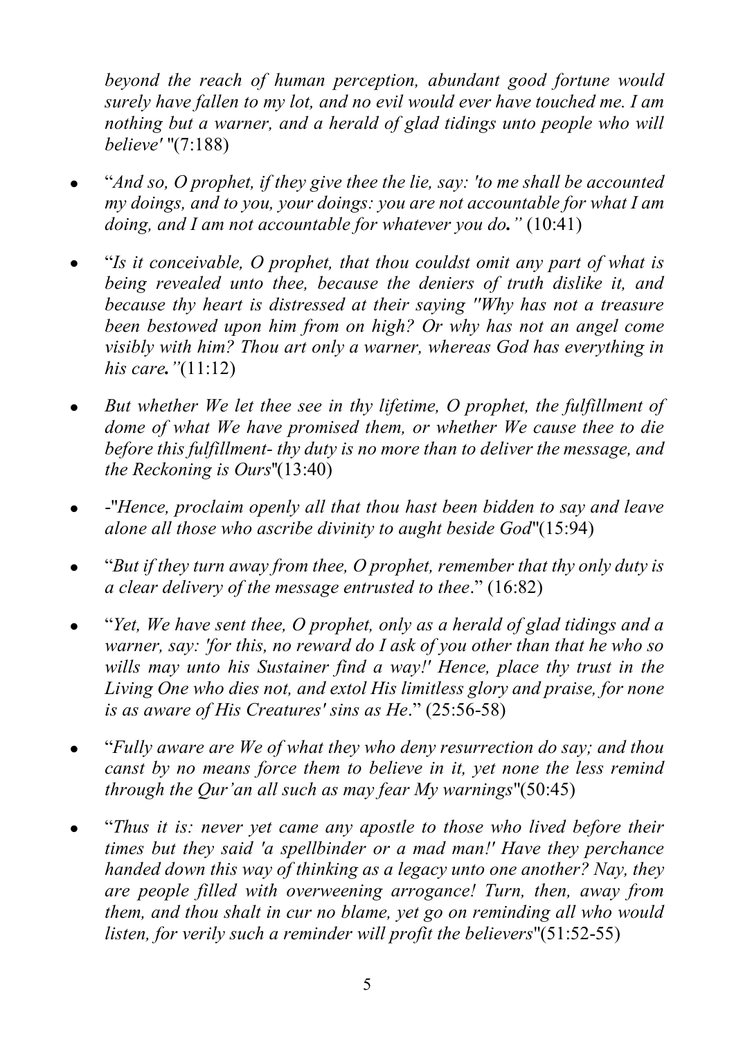*beyond the reach of human perception, abundant good fortune would surely have fallen to my lot, and no evil would ever have touched me. I am nothing but a warner, and a herald of glad tidings unto people who will believe'* "(7:188)

- "*And so, O prophet, if they give thee the lie, say: 'to me shall be accounted my doings, and to you, your doings: you are not accountable for what I am doing, and I am not accountable for whatever you do.*" (10:41)

- "*Is it conceivable, O prophet, that thou couldst omit any part of what is being revealed unto thee, because the deniers of truth dislike it, and because thy heart is distressed at their saying "Why has not a treasure been bestowed upon him from on high? Or why has not an angel come visibly with him? Thou art only a warner, whereas God has everything in his care.*"(11:12)

- *But whether We let thee see in thy lifetime, O prophet, the fulfillment of dome of what We have promised them, or whether We cause thee to die before this fulfillment- thy duty is no more than to deliver the message, and the Reckoning is Ours*"(13:40)

- -"*Hence, proclaim openly all that thou hast been bidden to say and leave alone all those who ascribe divinity to aught beside God*"(15:94)

- "*But if they turn away from thee, O prophet, remember that thy only duty is a clear delivery of the message entrusted to thee*." (16:82)

- "*Yet, We have sent thee, O prophet, only as a herald of glad tidings and a warner, say: 'for this, no reward do I ask of you other than that he who so wills may unto his Sustainer find a way!' Hence, place thy trust in the Living One who dies not, and extol His limitless glory and praise, for none is as aware of His Creatures' sins as He*." (25:56-58)

- "*Fully aware are We of what they who deny resurrection do say; and thou canst by no means force them to believe in it, yet none the less remind through the Qur'an all such as may fear My warnings*"(50:45)

- "*Thus it is: never yet came any apostle to those who lived before their times but they said 'a spellbinder or a mad man!' Have they perchance handed down this way of thinking as a legacy unto one another? Nay, they are people filled with overweening arrogance! Turn, then, away from them, and thou shalt in cur no blame, yet go on reminding all who would listen, for verily such a reminder will profit the believers*"(51:52-55)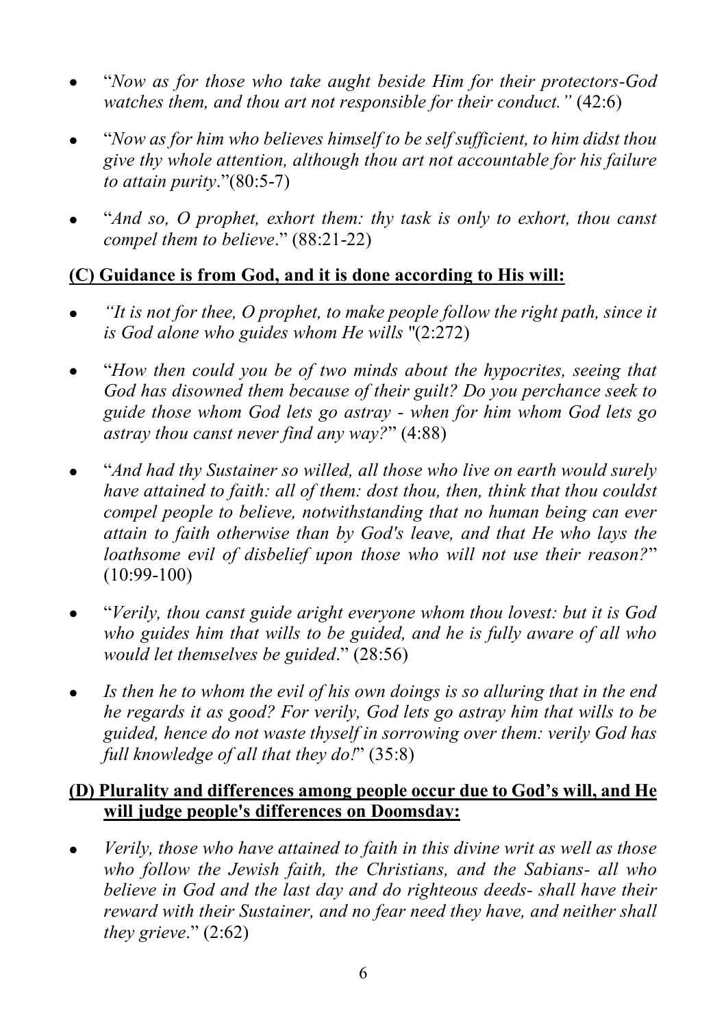- "*Now as for those who take aught beside Him for their protectors-God watches them, and thou art not responsible for their conduct."* (42:6)

- "*Now as for him who believes himself to be self sufficient, to him didst thou give thy whole attention, although thou art not accountable for his failure to attain purity*."(80:5-7)

- "*And so, O prophet, exhort them: thy task is only to exhort, thou canst compel them to believe*." (88:21-22)

**<u>(C) Guidance is from God, and it is done according to His will:</u>**

- *"It is not for thee, O prophet, to make people follow the right path, since it is God alone who guides whom He wills* "(2:272)

- "*How then could you be of two minds about the hypocrites, seeing that God has disowned them because of their guilt? Do you perchance seek to guide those whom God lets go astray - when for him whom God lets go astray thou canst never find any way?*" (4:88)

- "*And had thy Sustainer so willed, all those who live on earth would surely have attained to faith: all of them: dost thou, then, think that thou couldst compel people to believe, notwithstanding that no human being can ever attain to faith otherwise than by God's leave, and that He who lays the loathsome evil of disbelief upon those who will not use their reason?*" (10:99-100)

- "*Verily, thou canst guide aright everyone whom thou lovest: but it is God who guides him that wills to be guided, and he is fully aware of all who would let themselves be guided*." (28:56)

- *Is then he to whom the evil of his own doings is so alluring that in the end he regards it as good? For verily, God lets go astray him that wills to be guided, hence do not waste thyself in sorrowing over them: verily God has full knowledge of all that they do!*" (35:8)

**<u>(D) Plurality and differences among people occur due to God's will, and He will judge people's differences on Doomsday:</u>**

- *Verily, those who have attained to faith in this divine writ as well as those who follow the Jewish faith, the Christians, and the Sabians- all who believe in God and the last day and do righteous deeds- shall have their reward with their Sustainer, and no fear need they have, and neither shall they grieve*." (2:62)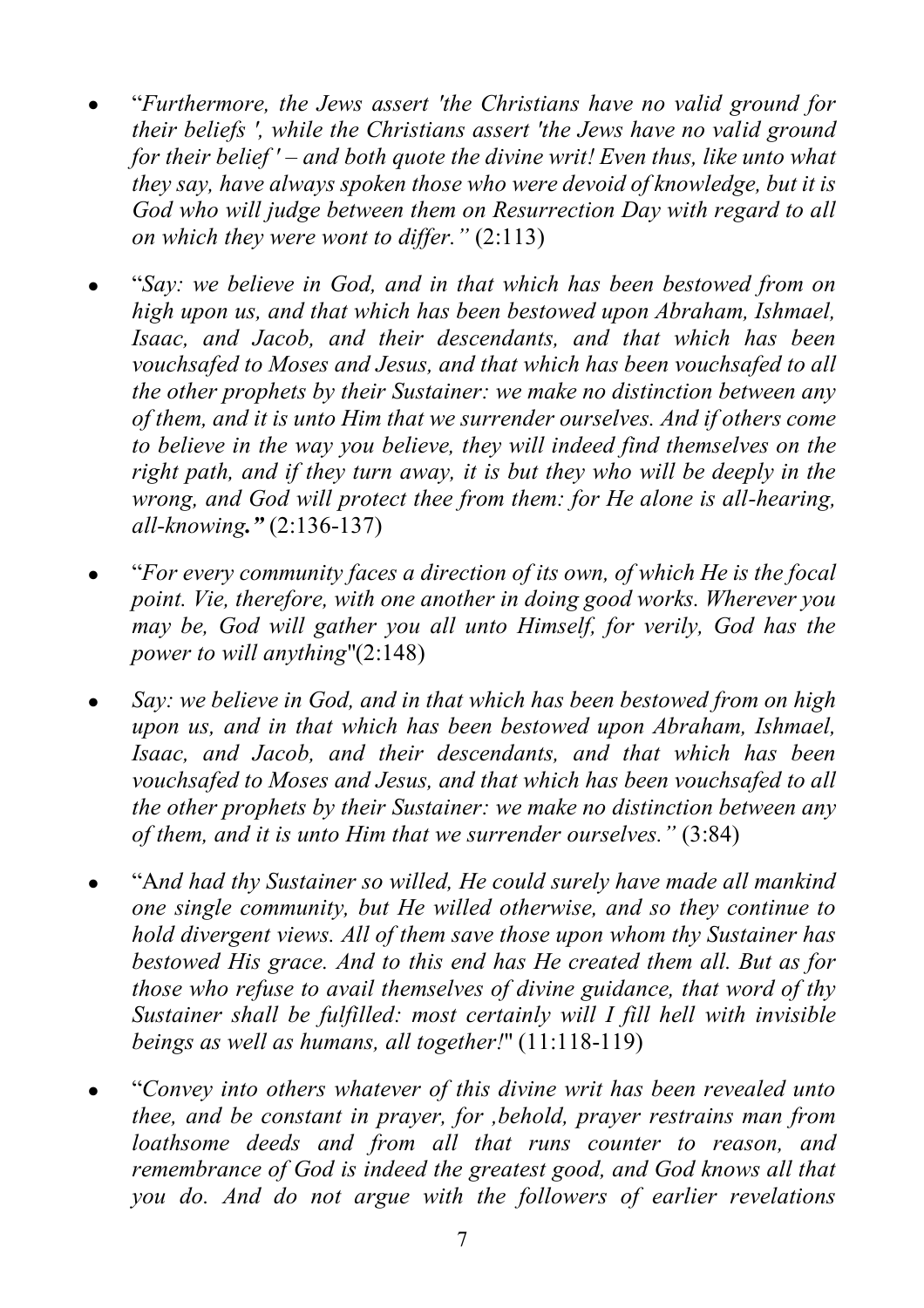- "*Furthermore, the Jews assert 'the Christians have no valid ground for their beliefs ', while the Christians assert 'the Jews have no valid ground for their belief ' – and both quote the divine writ! Even thus, like unto what they say, have always spoken those who were devoid of knowledge, but it is God who will judge between them on Resurrection Day with regard to all on which they were wont to differ."* (2:113)

- "*Say: we believe in God, and in that which has been bestowed from on high upon us, and that which has been bestowed upon Abraham, Ishmael, Isaac, and Jacob, and their descendants, and that which has been vouchsafed to Moses and Jesus, and that which has been vouchsafed to all the other prophets by their Sustainer: we make no distinction between any of them, and it is unto Him that we surrender ourselves. And if others come to believe in the way you believe, they will indeed find themselves on the right path, and if they turn away, it is but they who will be deeply in the wrong, and God will protect thee from them: for He alone is all-hearing, all-knowing."* (2:136-137)

- "*For every community faces a direction of its own, of which He is the focal point. Vie, therefore, with one another in doing good works. Wherever you may be, God will gather you all unto Himself, for verily, God has the power to will anything*"(2:148)

- *Say: we believe in God, and in that which has been bestowed from on high upon us, and in that which has been bestowed upon Abraham, Ishmael, Isaac, and Jacob, and their descendants, and that which has been vouchsafed to Moses and Jesus, and that which has been vouchsafed to all the other prophets by their Sustainer: we make no distinction between any of them, and it is unto Him that we surrender ourselves."* (3:84)

- "A*nd had thy Sustainer so willed, He could surely have made all mankind one single community, but He willed otherwise, and so they continue to hold divergent views. All of them save those upon whom thy Sustainer has bestowed His grace. And to this end has He created them all. But as for those who refuse to avail themselves of divine guidance, that word of thy Sustainer shall be fulfilled: most certainly will I fill hell with invisible beings as well as humans, all together!*" (11:118-119)

- "*Convey into others whatever of this divine writ has been revealed unto thee, and be constant in prayer, for ,behold, prayer restrains man from loathsome deeds and from all that runs counter to reason, and remembrance of God is indeed the greatest good, and God knows all that you do. And do not argue with the followers of earlier revelations*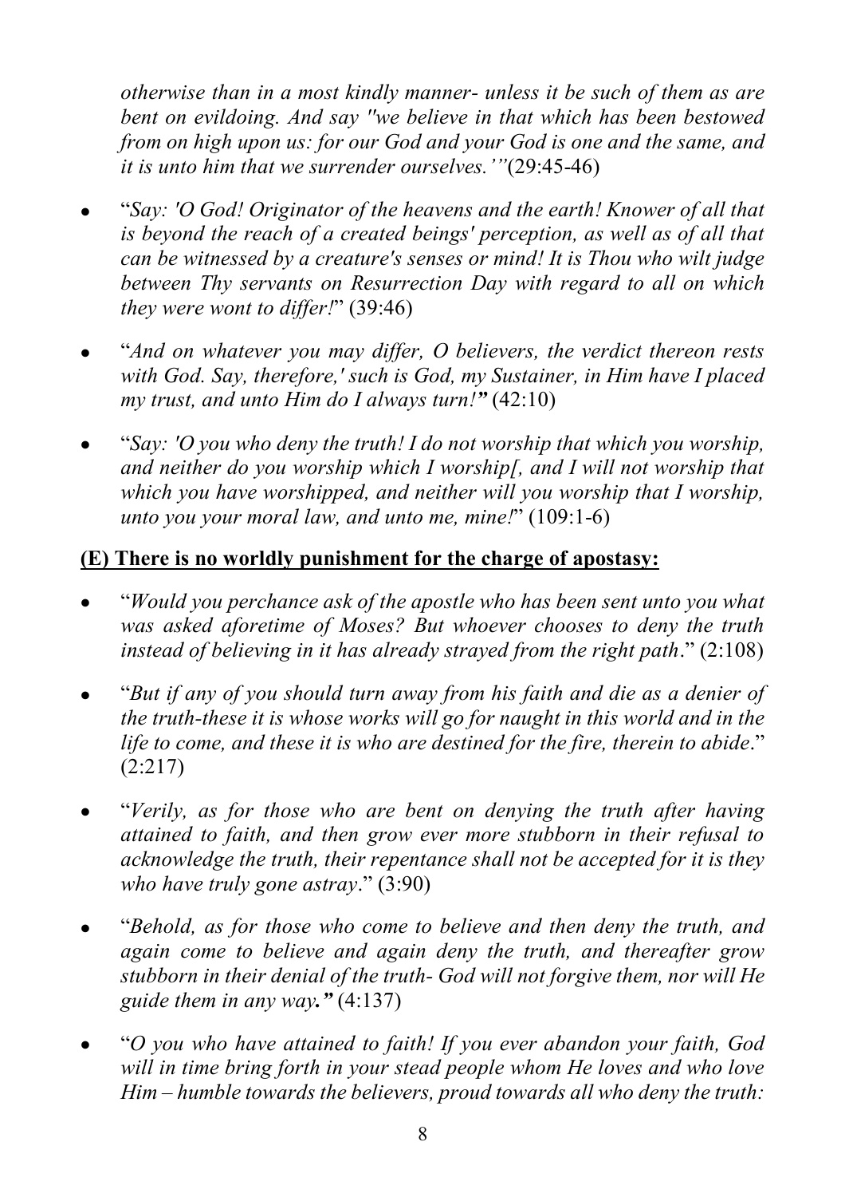*otherwise than in a most kindly manner- unless it be such of them as are bent on evildoing. And say "we believe in that which has been bestowed from on high upon us: for our God and your God is one and the same, and it is unto him that we surrender ourselves.'"*(29:45-46)

- "*Say: 'O God! Originator of the heavens and the earth! Knower of all that is beyond the reach of a created beings' perception, as well as of all that can be witnessed by a creature's senses or mind! It is Thou who wilt judge between Thy servants on Resurrection Day with regard to all on which they were wont to differ!*" (39:46)
- "*And on whatever you may differ, O believers, the verdict thereon rests with God. Say, therefore,' such is God, my Sustainer, in Him have I placed my trust, and unto Him do I always turn!*" (42:10)
- "*Say: 'O you who deny the truth! I do not worship that which you worship, and neither do you worship which I worship[, and I will not worship that which you have worshipped, and neither will you worship that I worship, unto you your moral law, and unto me, mine!*" (109:1-6)

**(E) There is no worldly punishment for the charge of apostasy:**

- "*Would you perchance ask of the apostle who has been sent unto you what was asked aforetime of Moses? But whoever chooses to deny the truth instead of believing in it has already strayed from the right path*." (2:108)
- "*But if any of you should turn away from his faith and die as a denier of the truth-these it is whose works will go for naught in this world and in the life to come, and these it is who are destined for the fire, therein to abide*." (2:217)
- "*Verily, as for those who are bent on denying the truth after having attained to faith, and then grow ever more stubborn in their refusal to acknowledge the truth, their repentance shall not be accepted for it is they who have truly gone astray*." (3:90)
- "*Behold, as for those who come to believe and then deny the truth, and again come to believe and again deny the truth, and thereafter grow stubborn in their denial of the truth- God will not forgive them, nor will He guide them in any way.*" (4:137)
- "*O you who have attained to faith! If you ever abandon your faith, God will in time bring forth in your stead people whom He loves and who love Him – humble towards the believers, proud towards all who deny the truth:*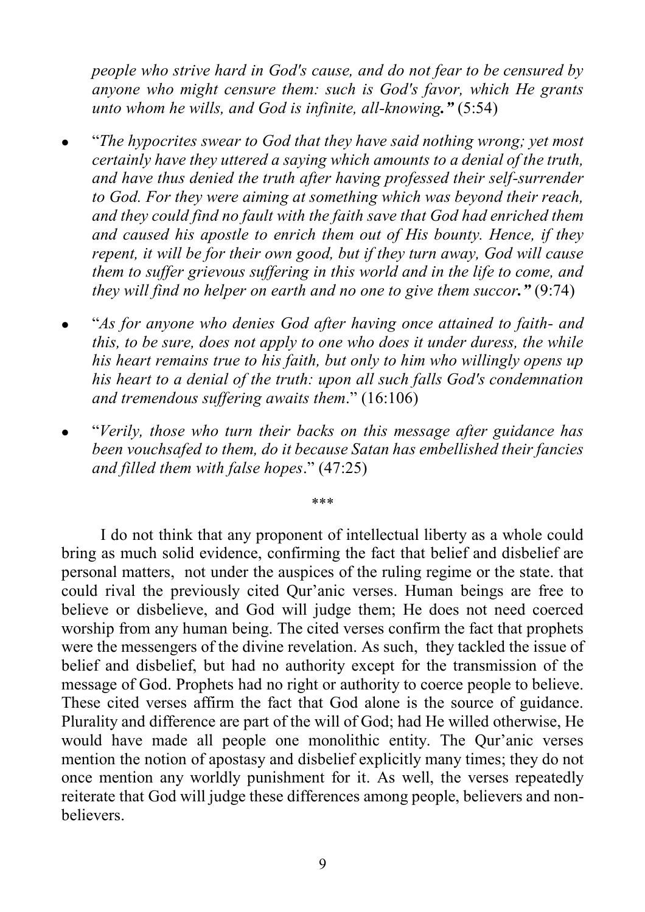*people who strive hard in God's cause, and do not fear to be censured by anyone who might censure them: such is God's favor, which He grants unto whom he wills, and God is infinite, all-knowing."* (5:54)

- "*The hypocrites swear to God that they have said nothing wrong; yet most certainly have they uttered a saying which amounts to a denial of the truth, and have thus denied the truth after having professed their self-surrender to God. For they were aiming at something which was beyond their reach, and they could find no fault with the faith save that God had enriched them and caused his apostle to enrich them out of His bounty. Hence, if they repent, it will be for their own good, but if they turn away, God will cause them to suffer grievous suffering in this world and in the life to come, and they will find no helper on earth and no one to give them succor."* (9:74)
- "*As for anyone who denies God after having once attained to faith- and this, to be sure, does not apply to one who does it under duress, the while his heart remains true to his faith, but only to him who willingly opens up his heart to a denial of the truth: upon all such falls God's condemnation and tremendous suffering awaits them*." (16:106)
- "*Verily, those who turn their backs on this message after guidance has been vouchsafed to them, do it because Satan has embellished their fancies and filled them with false hopes*." (47:25)

\*\*\*

I do not think that any proponent of intellectual liberty as a whole could bring as much solid evidence, confirming the fact that belief and disbelief are personal matters, not under the auspices of the ruling regime or the state. that could rival the previously cited Qur'anic verses. Human beings are free to believe or disbelieve, and God will judge them; He does not need coerced worship from any human being. The cited verses confirm the fact that prophets were the messengers of the divine revelation. As such, they tackled the issue of belief and disbelief, but had no authority except for the transmission of the message of God. Prophets had no right or authority to coerce people to believe. These cited verses affirm the fact that God alone is the source of guidance. Plurality and difference are part of the will of God; had He willed otherwise, He would have made all people one monolithic entity. The Qur'anic verses mention the notion of apostasy and disbelief explicitly many times; they do not once mention any worldly punishment for it. As well, the verses repeatedly reiterate that God will judge these differences among people, believers and non-believers.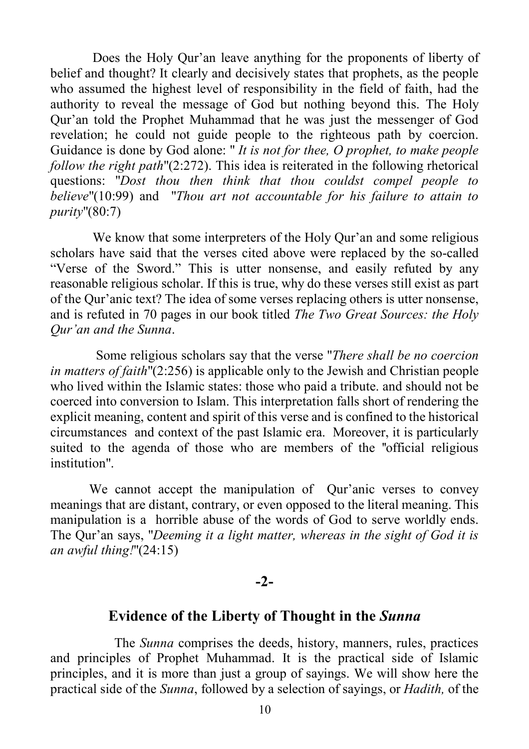Does the Holy Qur'an leave anything for the proponents of liberty of belief and thought? It clearly and decisively states that prophets, as the people who assumed the highest level of responsibility in the field of faith, had the authority to reveal the message of God but nothing beyond this. The Holy Qur'an told the Prophet Muhammad that he was just the messenger of God revelation; he could not guide people to the righteous path by coercion. Guidance is done by God alone: " *It is not for thee, O prophet, to make people follow the right path*"(2:272). This idea is reiterated in the following rhetorical questions: "*Dost thou then think that thou couldst compel people to believe*"(10:99) and "*Thou art not accountable for his failure to attain to purity*"(80:7)

We know that some interpreters of the Holy Qur'an and some religious scholars have said that the verses cited above were replaced by the so-called "Verse of the Sword." This is utter nonsense, and easily refuted by any reasonable religious scholar. If this is true, why do these verses still exist as part of the Qur'anic text? The idea of some verses replacing others is utter nonsense, and is refuted in 70 pages in our book titled *The Two Great Sources: the Holy Qur'an and the Sunna*.

Some religious scholars say that the verse "*There shall be no coercion in matters of faith*"(2:256) is applicable only to the Jewish and Christian people who lived within the Islamic states: those who paid a tribute. and should not be coerced into conversion to Islam. This interpretation falls short of rendering the explicit meaning, content and spirit of this verse and is confined to the historical circumstances and context of the past Islamic era. Moreover, it is particularly suited to the agenda of those who are members of the "official religious institution".

We cannot accept the manipulation of Qur'anic verses to convey meanings that are distant, contrary, or even opposed to the literal meaning. This manipulation is a horrible abuse of the words of God to serve worldly ends. The Qur'an says, "*Deeming it a light matter, whereas in the sight of God it is an awful thing!*"(24:15)

**-2-**

## Evidence of the Liberty of Thought in the *Sunna*

The *Sunna* comprises the deeds, history, manners, rules, practices and principles of Prophet Muhammad. It is the practical side of Islamic principles, and it is more than just a group of sayings. We will show here the practical side of the *Sunna*, followed by a selection of sayings, or *Hadith,* of the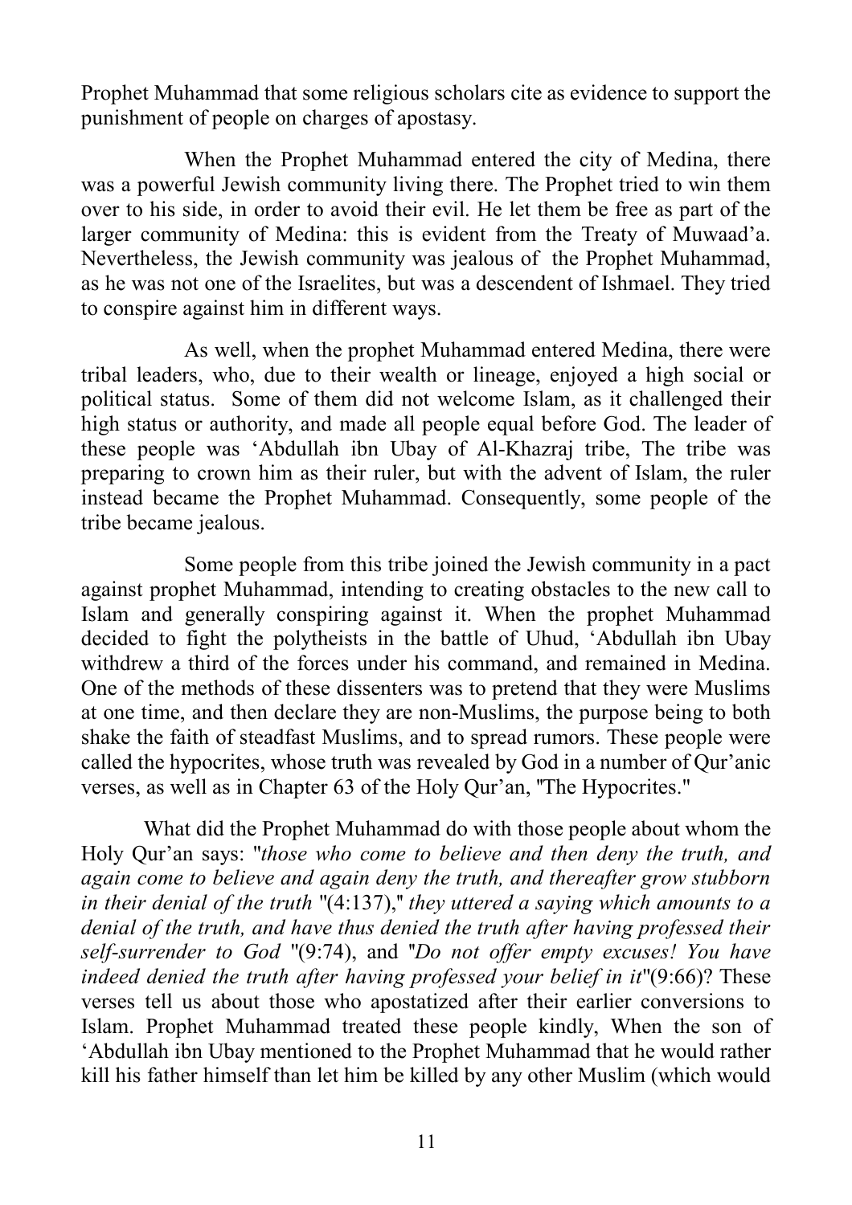Prophet Muhammad that some religious scholars cite as evidence to support the punishment of people on charges of apostasy.

When the Prophet Muhammad entered the city of Medina, there was a powerful Jewish community living there. The Prophet tried to win them over to his side, in order to avoid their evil. He let them be free as part of the larger community of Medina: this is evident from the Treaty of Muwaad'a. Nevertheless, the Jewish community was jealous of the Prophet Muhammad, as he was not one of the Israelites, but was a descendent of Ishmael. They tried to conspire against him in different ways.

As well, when the prophet Muhammad entered Medina, there were tribal leaders, who, due to their wealth or lineage, enjoyed a high social or political status. Some of them did not welcome Islam, as it challenged their high status or authority, and made all people equal before God. The leader of these people was 'Abdullah ibn Ubay of Al-Khazraj tribe, The tribe was preparing to crown him as their ruler, but with the advent of Islam, the ruler instead became the Prophet Muhammad. Consequently, some people of the tribe became jealous.

Some people from this tribe joined the Jewish community in a pact against prophet Muhammad, intending to creating obstacles to the new call to Islam and generally conspiring against it. When the prophet Muhammad decided to fight the polytheists in the battle of Uhud, 'Abdullah ibn Ubay withdrew a third of the forces under his command, and remained in Medina. One of the methods of these dissenters was to pretend that they were Muslims at one time, and then declare they are non-Muslims, the purpose being to both shake the faith of steadfast Muslims, and to spread rumors. These people were called the hypocrites, whose truth was revealed by God in a number of Qur'anic verses, as well as in Chapter 63 of the Holy Qur'an, "The Hypocrites."

What did the Prophet Muhammad do with those people about whom the Holy Qur'an says: "*those who come to believe and then deny the truth, and again come to believe and again deny the truth, and thereafter grow stubborn in their denial of the truth* "(4:137)," *they uttered a saying which amounts to a denial of the truth, and have thus denied the truth after having professed their self-surrender to God* "(9:74), and "*Do not offer empty excuses! You have indeed denied the truth after having professed your belief in it*"(9:66)? These verses tell us about those who apostatized after their earlier conversions to Islam. Prophet Muhammad treated these people kindly, When the son of 'Abdullah ibn Ubay mentioned to the Prophet Muhammad that he would rather kill his father himself than let him be killed by any other Muslim (which would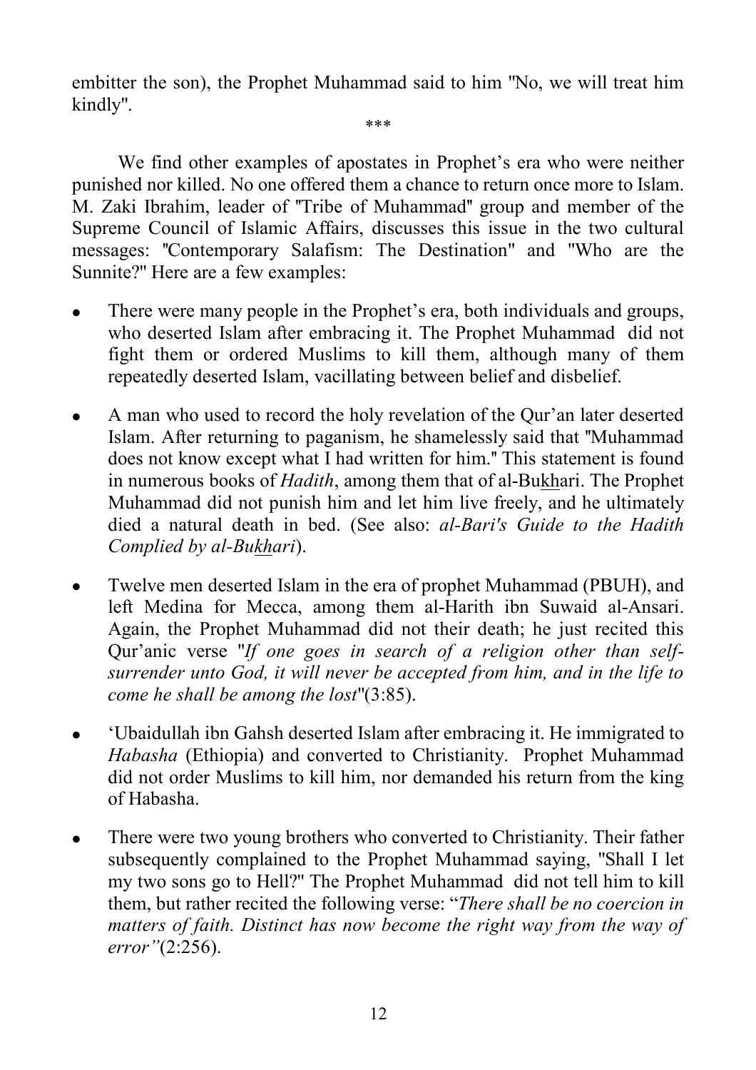embitter the son), the Prophet Muhammad said to him "No, we will treat him kindly".

***

We find other examples of apostates in Prophet's era who were neither punished nor killed. No one offered them a chance to return once more to Islam. M. Zaki Ibrahim, leader of "Tribe of Muhammad" group and member of the Supreme Council of Islamic Affairs, discusses this issue in the two cultural messages: "Contemporary Salafism: The Destination" and "Who are the Sunnite?" Here are a few examples:

- There were many people in the Prophet's era, both individuals and groups, who deserted Islam after embracing it. The Prophet Muhammad did not fight them or ordered Muslims to kill them, although many of them repeatedly deserted Islam, vacillating between belief and disbelief.
- A man who used to record the holy revelation of the Qur'an later deserted Islam. After returning to paganism, he shamelessly said that "Muhammad does not know except what I had written for him." This statement is found in numerous books of *Hadith*, among them that of al-Bukhari. The Prophet Muhammad did not punish him and let him live freely, and he ultimately died a natural death in bed. (See also: *al-Bari's Guide to the Hadith Complied by al-Bukhari*).
- Twelve men deserted Islam in the era of prophet Muhammad (PBUH), and left Medina for Mecca, among them al-Harith ibn Suwaid al-Ansari. Again, the Prophet Muhammad did not their death; he just recited this Qur'anic verse "*If one goes in search of a religion other than self-surrender unto God, it will never be accepted from him, and in the life to come he shall be among the lost*"(3:85).
- 'Ubaidullah ibn Gahsh deserted Islam after embracing it. He immigrated to *Habasha* (Ethiopia) and converted to Christianity. Prophet Muhammad did not order Muslims to kill him, nor demanded his return from the king of Habasha.
- There were two young brothers who converted to Christianity. Their father subsequently complained to the Prophet Muhammad saying, "Shall I let my two sons go to Hell?" The Prophet Muhammad did not tell him to kill them, but rather recited the following verse: "*There shall be no coercion in matters of faith. Distinct has now become the right way from the way of error"*(2:256).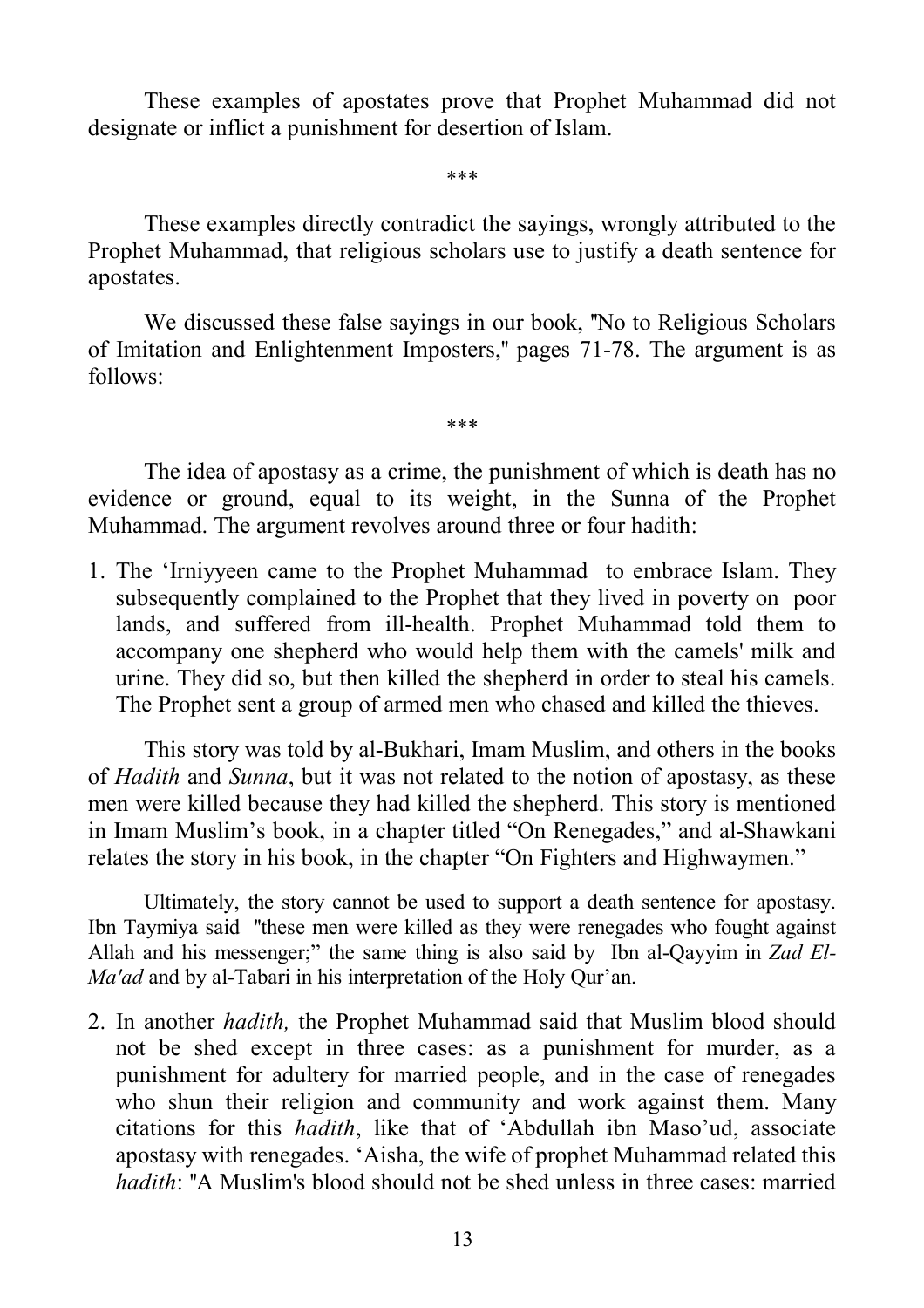These examples of apostates prove that Prophet Muhammad did not designate or inflict a punishment for desertion of Islam.

\*\*\*

These examples directly contradict the sayings, wrongly attributed to the Prophet Muhammad, that religious scholars use to justify a death sentence for apostates.

We discussed these false sayings in our book, "No to Religious Scholars of Imitation and Enlightenment Imposters," pages 71-78. The argument is as follows:

\*\*\*

The idea of apostasy as a crime, the punishment of which is death has no evidence or ground, equal to its weight, in the Sunna of the Prophet Muhammad. The argument revolves around three or four hadith:

1. The 'Irniyyeen came to the Prophet Muhammad to embrace Islam. They subsequently complained to the Prophet that they lived in poverty on poor lands, and suffered from ill-health. Prophet Muhammad told them to accompany one shepherd who would help them with the camels' milk and urine. They did so, but then killed the shepherd in order to steal his camels. The Prophet sent a group of armed men who chased and killed the thieves.

   This story was told by al-Bukhari, Imam Muslim, and others in the books of *Hadith* and *Sunna*, but it was not related to the notion of apostasy, as these men were killed because they had killed the shepherd. This story is mentioned in Imam Muslim's book, in a chapter titled "On Renegades," and al-Shawkani relates the story in his book, in the chapter "On Fighters and Highwaymen."

   Ultimately, the story cannot be used to support a death sentence for apostasy. Ibn Taymiya said "these men were killed as they were renegades who fought against Allah and his messenger;" the same thing is also said by Ibn al-Qayyim in *Zad El-Ma'ad* and by al-Tabari in his interpretation of the Holy Qur'an.

2. In another *hadith,* the Prophet Muhammad said that Muslim blood should not be shed except in three cases: as a punishment for murder, as a punishment for adultery for married people, and in the case of renegades who shun their religion and community and work against them. Many citations for this *hadith*, like that of 'Abdullah ibn Maso'ud, associate apostasy with renegades. 'Aisha, the wife of prophet Muhammad related this *hadith*: "A Muslim's blood should not be shed unless in three cases: married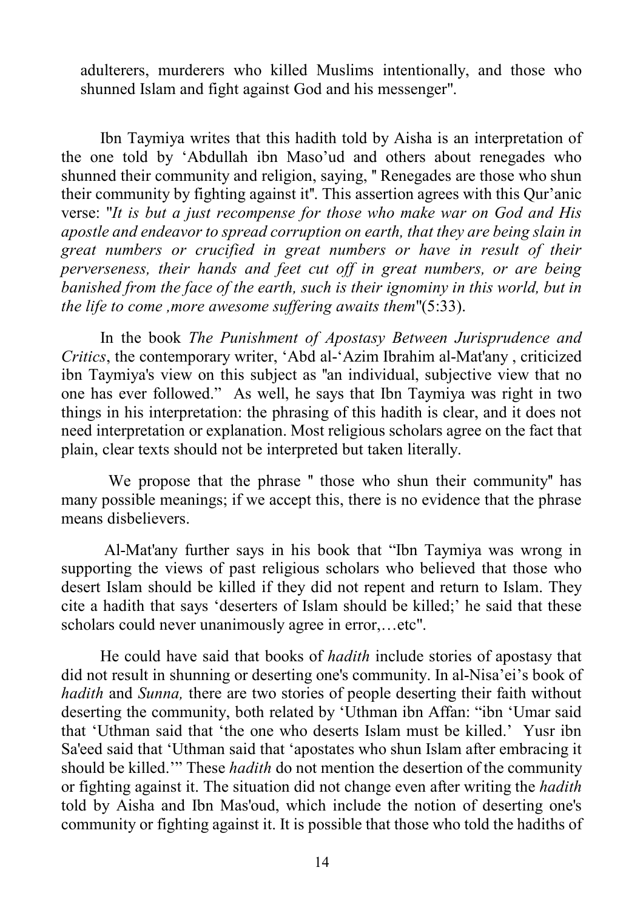adulterers, murderers who killed Muslims intentionally, and those who shunned Islam and fight against God and his messenger".

Ibn Taymiya writes that this hadith told by Aisha is an interpretation of the one told by ‘Abdullah ibn Maso’ud and others about renegades who shunned their community and religion, saying, " Renegades are those who shun their community by fighting against it". This assertion agrees with this Qur’anic verse: "*It is but a just recompense for those who make war on God and His apostle and endeavor to spread corruption on earth, that they are being slain in great numbers or crucified in great numbers or have in result of their perverseness, their hands and feet cut off in great numbers, or are being banished from the face of the earth, such is their ignominy in this world, but in the life to come ,more awesome suffering awaits them*"(5:33).

In the book *The Punishment of Apostasy Between Jurisprudence and Critics*, the contemporary writer, ‘Abd al-‘Azim Ibrahim al-Mat'any , criticized ibn Taymiya's view on this subject as "an individual, subjective view that no one has ever followed." As well, he says that Ibn Taymiya was right in two things in his interpretation: the phrasing of this hadith is clear, and it does not need interpretation or explanation. Most religious scholars agree on the fact that plain, clear texts should not be interpreted but taken literally.

We propose that the phrase " those who shun their community" has many possible meanings; if we accept this, there is no evidence that the phrase means disbelievers.

Al-Mat'any further says in his book that “Ibn Taymiya was wrong in supporting the views of past religious scholars who believed that those who desert Islam should be killed if they did not repent and return to Islam. They cite a hadith that says ‘deserters of Islam should be killed;’ he said that these scholars could never unanimously agree in error,…etc".

He could have said that books of *hadith* include stories of apostasy that did not result in shunning or deserting one's community. In al-Nisa’ei’s book of *hadith* and *Sunna,* there are two stories of people deserting their faith without deserting the community, both related by ‘Uthman ibn Affan: “ibn ‘Umar said that ‘Uthman said that ‘the one who deserts Islam must be killed.’ Yusr ibn Sa'eed said that ‘Uthman said that ‘apostates who shun Islam after embracing it should be killed.’” These *hadith* do not mention the desertion of the community or fighting against it. The situation did not change even after writing the *hadith* told by Aisha and Ibn Mas'oud, which include the notion of deserting one's community or fighting against it. It is possible that those who told the hadiths of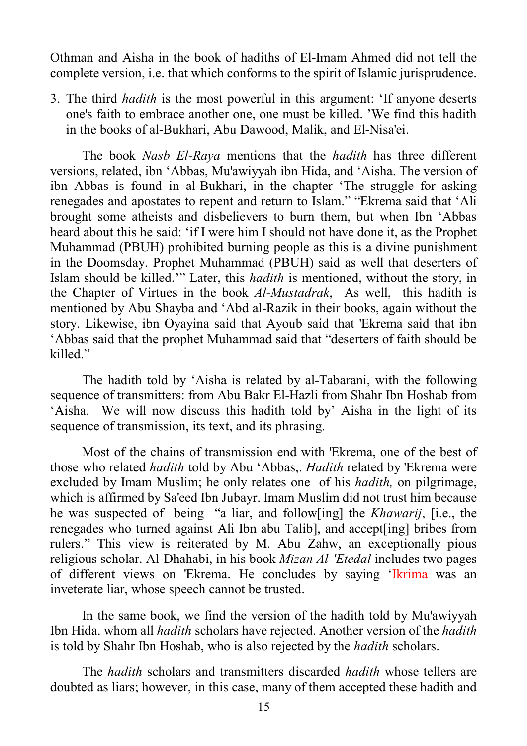Othman and Aisha in the book of hadiths of El-Imam Ahmed did not tell the complete version, i.e. that which conforms to the spirit of Islamic jurisprudence.

3. The third *hadith* is the most powerful in this argument: ‘If anyone deserts one's faith to embrace another one, one must be killed. ’We find this hadith in the books of al-Bukhari, Abu Dawood, Malik, and El-Nisa'ei.

The book *Nasb El-Raya* mentions that the *hadith* has three different versions, related, ibn ‘Abbas, Mu'awiyyah ibn Hida, and ‘Aisha. The version of ibn Abbas is found in al-Bukhari, in the chapter ‘The struggle for asking renegades and apostates to repent and return to Islam.” “Ekrema said that ‘Ali brought some atheists and disbelievers to burn them, but when Ibn ‘Abbas heard about this he said: ‘if I were him I should not have done it, as the Prophet Muhammad (PBUH) prohibited burning people as this is a divine punishment in the Doomsday. Prophet Muhammad (PBUH) said as well that deserters of Islam should be killed.’” Later, this *hadith* is mentioned, without the story, in the Chapter of Virtues in the book *Al-Mustadrak*, As well, this hadith is mentioned by Abu Shayba and ‘Abd al-Razik in their books, again without the story. Likewise, ibn Oyayina said that Ayoub said that 'Ekrema said that ibn ‘Abbas said that the prophet Muhammad said that “deserters of faith should be killed.”

The hadith told by ‘Aisha is related by al-Tabarani, with the following sequence of transmitters: from Abu Bakr El-Hazli from Shahr Ibn Hoshab from ‘Aisha. We will now discuss this hadith told by’ Aisha in the light of its sequence of transmission, its text, and its phrasing.

Most of the chains of transmission end with 'Ekrema, one of the best of those who related *hadith* told by Abu ‘Abbas,. *Hadith* related by 'Ekrema were excluded by Imam Muslim; he only relates one of his *hadith,* on pilgrimage, which is affirmed by Sa'eed Ibn Jubayr. Imam Muslim did not trust him because he was suspected of being “a liar, and follow[ing] the *Khawarij*, [i.e., the renegades who turned against Ali Ibn abu Talib], and accept[ing] bribes from rulers.” This view is reiterated by M. Abu Zahw, an exceptionally pious religious scholar. Al-Dhahabi, in his book *Mizan Al-'Etedal* includes two pages of different views on 'Ekrema. He concludes by saying ‘Ikrima was an inveterate liar, whose speech cannot be trusted.

In the same book, we find the version of the hadith told by Mu'awiyyah Ibn Hida. whom all *hadith* scholars have rejected. Another version of the *hadith* is told by Shahr Ibn Hoshab, who is also rejected by the *hadith* scholars.

The *hadith* scholars and transmitters discarded *hadith* whose tellers are doubted as liars; however, in this case, many of them accepted these hadith and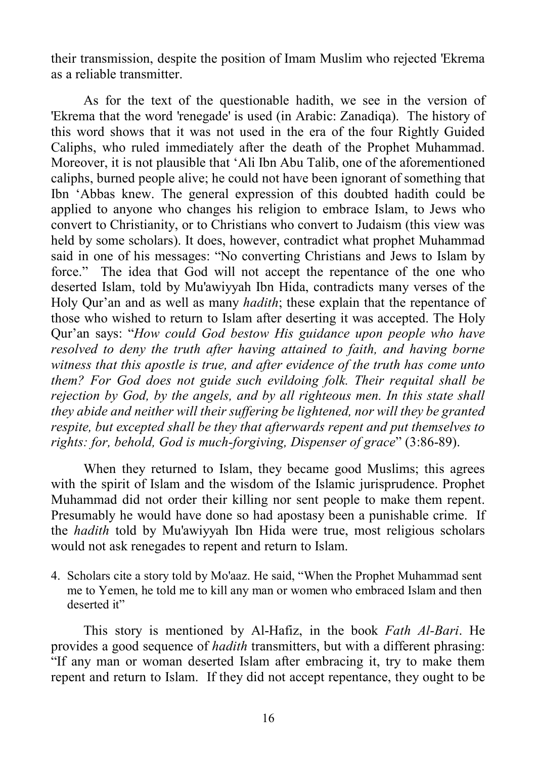their transmission, despite the position of Imam Muslim who rejected 'Ekrema as a reliable transmitter.

As for the text of the questionable hadith, we see in the version of 'Ekrema that the word 'renegade' is used (in Arabic: Zanadiqa). The history of this word shows that it was not used in the era of the four Rightly Guided Caliphs, who ruled immediately after the death of the Prophet Muhammad. Moreover, it is not plausible that 'Ali Ibn Abu Talib, one of the aforementioned caliphs, burned people alive; he could not have been ignorant of something that Ibn 'Abbas knew. The general expression of this doubted hadith could be applied to anyone who changes his religion to embrace Islam, to Jews who convert to Christianity, or to Christians who convert to Judaism (this view was held by some scholars). It does, however, contradict what prophet Muhammad said in one of his messages: "No converting Christians and Jews to Islam by force." The idea that God will not accept the repentance of the one who deserted Islam, told by Mu'awiyyah Ibn Hida, contradicts many verses of the Holy Qur'an and as well as many *hadith*; these explain that the repentance of those who wished to return to Islam after deserting it was accepted. The Holy Qur'an says: "*How could God bestow His guidance upon people who have resolved to deny the truth after having attained to faith, and having borne witness that this apostle is true, and after evidence of the truth has come unto them? For God does not guide such evildoing folk. Their requital shall be rejection by God, by the angels, and by all righteous men. In this state shall they abide and neither will their suffering be lightened, nor will they be granted respite, but excepted shall be they that afterwards repent and put themselves to rights: for, behold, God is much-forgiving, Dispenser of grace*" (3:86-89).

When they returned to Islam, they became good Muslims; this agrees with the spirit of Islam and the wisdom of the Islamic jurisprudence. Prophet Muhammad did not order their killing nor sent people to make them repent. Presumably he would have done so had apostasy been a punishable crime. If the *hadith* told by Mu'awiyyah Ibn Hida were true, most religious scholars would not ask renegades to repent and return to Islam.

4. Scholars cite a story told by Mo'aaz. He said, "When the Prophet Muhammad sent me to Yemen, he told me to kill any man or women who embraced Islam and then deserted it"

This story is mentioned by Al-Hafiz, in the book *Fath Al-Bari*. He provides a good sequence of *hadith* transmitters, but with a different phrasing: "If any man or woman deserted Islam after embracing it, try to make them repent and return to Islam. If they did not accept repentance, they ought to be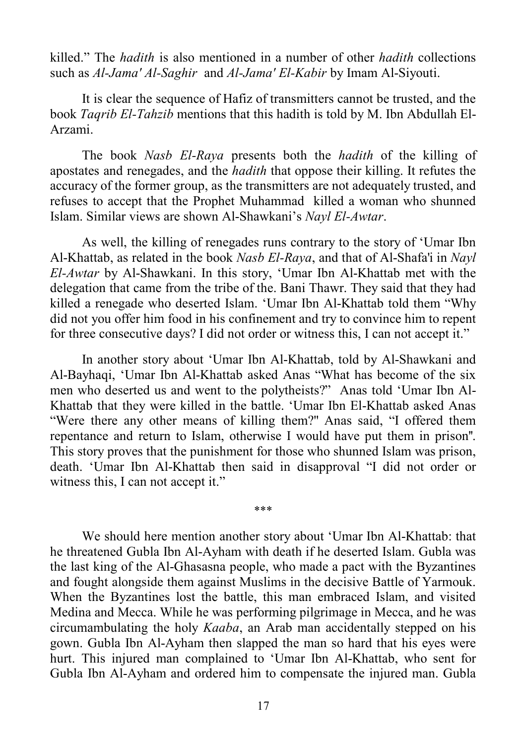killed." The *hadith* is also mentioned in a number of other *hadith* collections such as *Al-Jama' Al-Saghir* and *Al-Jama' El-Kabir* by Imam Al-Siyouti.

It is clear the sequence of Hafiz of transmitters cannot be trusted, and the book *Taqrib El-Tahzib* mentions that this hadith is told by M. Ibn Abdullah El-Arzami.

The book *Nasb El-Raya* presents both the *hadith* of the killing of apostates and renegades, and the *hadith* that oppose their killing. It refutes the accuracy of the former group, as the transmitters are not adequately trusted, and refuses to accept that the Prophet Muhammad killed a woman who shunned Islam. Similar views are shown Al-Shawkani's *Nayl El-Awtar*.

As well, the killing of renegades runs contrary to the story of 'Umar Ibn Al-Khattab, as related in the book *Nasb El-Raya*, and that of Al-Shafa'i in *Nayl El-Awtar* by Al-Shawkani. In this story, 'Umar Ibn Al-Khattab met with the delegation that came from the tribe of the. Bani Thawr. They said that they had killed a renegade who deserted Islam. 'Umar Ibn Al-Khattab told them "Why did not you offer him food in his confinement and try to convince him to repent for three consecutive days? I did not order or witness this, I can not accept it."

In another story about 'Umar Ibn Al-Khattab, told by Al-Shawkani and Al-Bayhaqi, 'Umar Ibn Al-Khattab asked Anas "What has become of the six men who deserted us and went to the polytheists?" Anas told 'Umar Ibn Al-Khattab that they were killed in the battle. 'Umar Ibn El-Khattab asked Anas "Were there any other means of killing them?" Anas said, "I offered them repentance and return to Islam, otherwise I would have put them in prison". This story proves that the punishment for those who shunned Islam was prison, death. 'Umar Ibn Al-Khattab then said in disapproval "I did not order or witness this, I can not accept it."

\*\*\*

We should here mention another story about 'Umar Ibn Al-Khattab: that he threatened Gubla Ibn Al-Ayham with death if he deserted Islam. Gubla was the last king of the Al-Ghasasna people, who made a pact with the Byzantines and fought alongside them against Muslims in the decisive Battle of Yarmouk. When the Byzantines lost the battle, this man embraced Islam, and visited Medina and Mecca. While he was performing pilgrimage in Mecca, and he was circumambulating the holy *Kaaba*, an Arab man accidentally stepped on his gown. Gubla Ibn Al-Ayham then slapped the man so hard that his eyes were hurt. This injured man complained to 'Umar Ibn Al-Khattab, who sent for Gubla Ibn Al-Ayham and ordered him to compensate the injured man. Gubla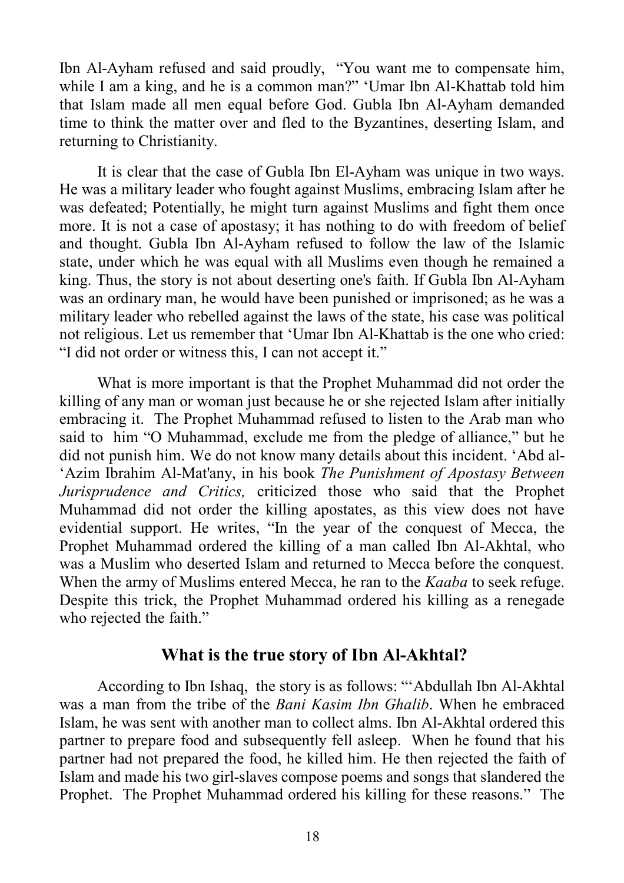Ibn Al-Ayham refused and said proudly, "You want me to compensate him, while I am a king, and he is a common man?" 'Umar Ibn Al-Khattab told him that Islam made all men equal before God. Gubla Ibn Al-Ayham demanded time to think the matter over and fled to the Byzantines, deserting Islam, and returning to Christianity.

It is clear that the case of Gubla Ibn El-Ayham was unique in two ways. He was a military leader who fought against Muslims, embracing Islam after he was defeated; Potentially, he might turn against Muslims and fight them once more. It is not a case of apostasy; it has nothing to do with freedom of belief and thought. Gubla Ibn Al-Ayham refused to follow the law of the Islamic state, under which he was equal with all Muslims even though he remained a king. Thus, the story is not about deserting one's faith. If Gubla Ibn Al-Ayham was an ordinary man, he would have been punished or imprisoned; as he was a military leader who rebelled against the laws of the state, his case was political not religious. Let us remember that 'Umar Ibn Al-Khattab is the one who cried: "I did not order or witness this, I can not accept it."

What is more important is that the Prophet Muhammad did not order the killing of any man or woman just because he or she rejected Islam after initially embracing it. The Prophet Muhammad refused to listen to the Arab man who said to him "O Muhammad, exclude me from the pledge of alliance," but he did not punish him. We do not know many details about this incident. 'Abd al-'Azim Ibrahim Al-Mat'any, in his book *The Punishment of Apostasy Between Jurisprudence and Critics,* criticized those who said that the Prophet Muhammad did not order the killing apostates, as this view does not have evidential support. He writes, "In the year of the conquest of Mecca, the Prophet Muhammad ordered the killing of a man called Ibn Al-Akhtal, who was a Muslim who deserted Islam and returned to Mecca before the conquest. When the army of Muslims entered Mecca, he ran to the *Kaaba* to seek refuge. Despite this trick, the Prophet Muhammad ordered his killing as a renegade who rejected the faith."

## What is the true story of Ibn Al-Akhtal?

According to Ibn Ishaq, the story is as follows: "'Abdullah Ibn Al-Akhtal was a man from the tribe of the *Bani Kasim Ibn Ghalib*. When he embraced Islam, he was sent with another man to collect alms. Ibn Al-Akhtal ordered this partner to prepare food and subsequently fell asleep. When he found that his partner had not prepared the food, he killed him. He then rejected the faith of Islam and made his two girl-slaves compose poems and songs that slandered the Prophet. The Prophet Muhammad ordered his killing for these reasons." The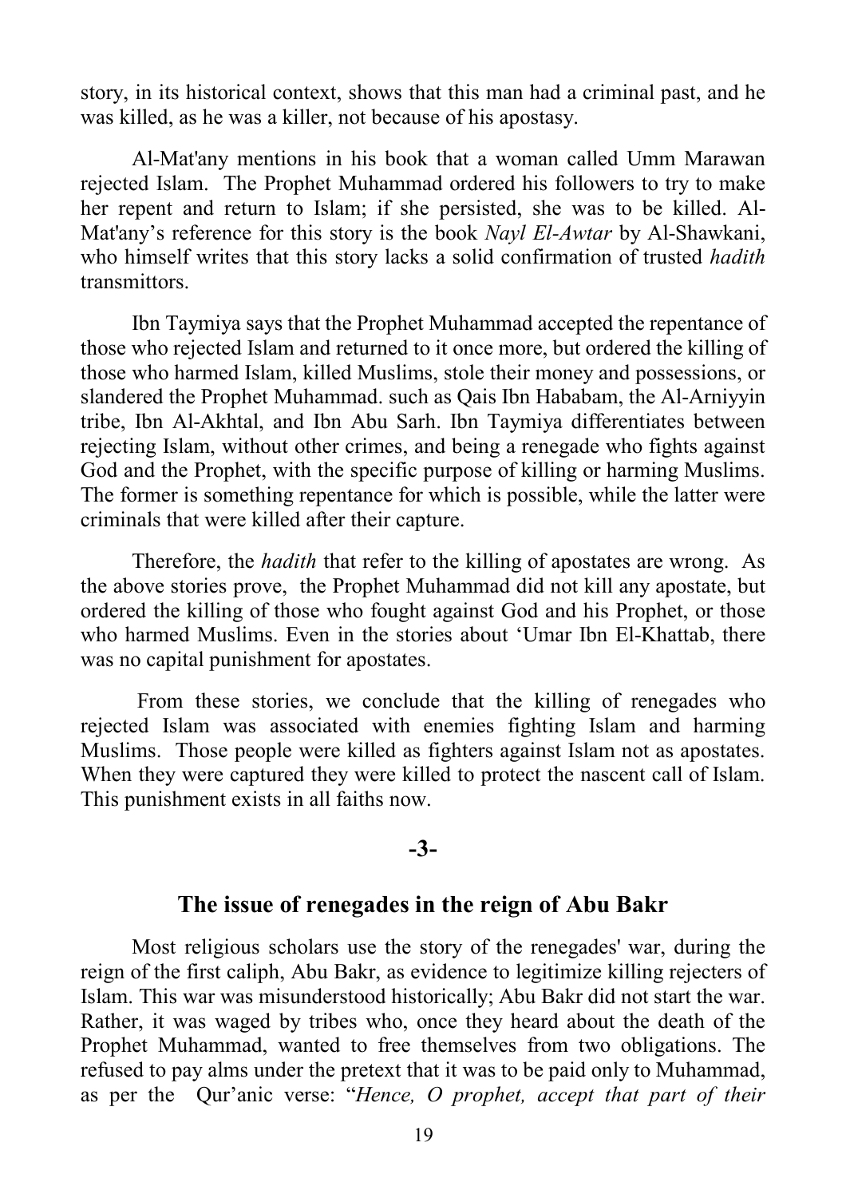story, in its historical context, shows that this man had a criminal past, and he was killed, as he was a killer, not because of his apostasy.

Al-Mat'any mentions in his book that a woman called Umm Marawan rejected Islam. The Prophet Muhammad ordered his followers to try to make her repent and return to Islam; if she persisted, she was to be killed. Al-Mat'any's reference for this story is the book *Nayl El-Awtar* by Al-Shawkani, who himself writes that this story lacks a solid confirmation of trusted *hadith* transmittors.

Ibn Taymiya says that the Prophet Muhammad accepted the repentance of those who rejected Islam and returned to it once more, but ordered the killing of those who harmed Islam, killed Muslims, stole their money and possessions, or slandered the Prophet Muhammad. such as Qais Ibn Hababam, the Al-Arniyyin tribe, Ibn Al-Akhtal, and Ibn Abu Sarh. Ibn Taymiya differentiates between rejecting Islam, without other crimes, and being a renegade who fights against God and the Prophet, with the specific purpose of killing or harming Muslims. The former is something repentance for which is possible, while the latter were criminals that were killed after their capture.

Therefore, the *hadith* that refer to the killing of apostates are wrong. As the above stories prove, the Prophet Muhammad did not kill any apostate, but ordered the killing of those who fought against God and his Prophet, or those who harmed Muslims. Even in the stories about 'Umar Ibn El-Khattab, there was no capital punishment for apostates.

From these stories, we conclude that the killing of renegades who rejected Islam was associated with enemies fighting Islam and harming Muslims. Those people were killed as fighters against Islam not as apostates. When they were captured they were killed to protect the nascent call of Islam. This punishment exists in all faiths now.

**-3-**

## The issue of renegades in the reign of Abu Bakr

Most religious scholars use the story of the renegades' war, during the reign of the first caliph, Abu Bakr, as evidence to legitimize killing rejecters of Islam. This war was misunderstood historically; Abu Bakr did not start the war. Rather, it was waged by tribes who, once they heard about the death of the Prophet Muhammad, wanted to free themselves from two obligations. The refused to pay alms under the pretext that it was to be paid only to Muhammad, as per the Qur'anic verse: "*Hence, O prophet, accept that part of their*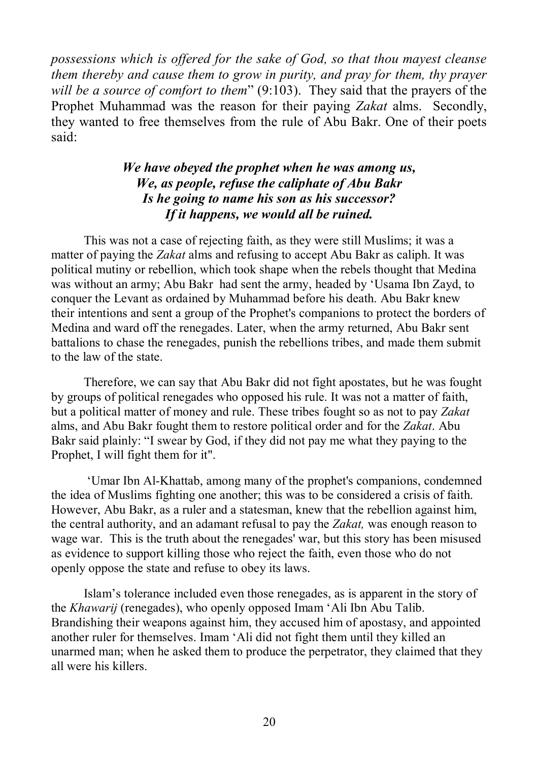*possessions which is offered for the sake of God, so that thou mayest cleanse them thereby and cause them to grow in purity, and pray for them, thy prayer will be a source of comfort to them*" (9:103). They said that the prayers of the Prophet Muhammad was the reason for their paying *Zakat* alms. Secondly, they wanted to free themselves from the rule of Abu Bakr. One of their poets said:

***We have obeyed the prophet when he was among us,***
***We, as people, refuse the caliphate of Abu Bakr***
***Is he going to name his son as his successor?***
***If it happens, we would all be ruined.***

This was not a case of rejecting faith, as they were still Muslims; it was a matter of paying the *Zakat* alms and refusing to accept Abu Bakr as caliph. It was political mutiny or rebellion, which took shape when the rebels thought that Medina was without an army; Abu Bakr had sent the army, headed by 'Usama Ibn Zayd, to conquer the Levant as ordained by Muhammad before his death. Abu Bakr knew their intentions and sent a group of the Prophet's companions to protect the borders of Medina and ward off the renegades. Later, when the army returned, Abu Bakr sent battalions to chase the renegades, punish the rebellions tribes, and made them submit to the law of the state.

Therefore, we can say that Abu Bakr did not fight apostates, but he was fought by groups of political renegades who opposed his rule. It was not a matter of faith, but a political matter of money and rule. These tribes fought so as not to pay *Zakat* alms, and Abu Bakr fought them to restore political order and for the *Zakat*. Abu Bakr said plainly: "I swear by God, if they did not pay me what they paying to the Prophet, I will fight them for it".

'Umar Ibn Al-Khattab, among many of the prophet's companions, condemned the idea of Muslims fighting one another; this was to be considered a crisis of faith. However, Abu Bakr, as a ruler and a statesman, knew that the rebellion against him, the central authority, and an adamant refusal to pay the *Zakat,* was enough reason to wage war. This is the truth about the renegades' war, but this story has been misused as evidence to support killing those who reject the faith, even those who do not openly oppose the state and refuse to obey its laws.

Islam's tolerance included even those renegades, as is apparent in the story of the *Khawarij* (renegades), who openly opposed Imam 'Ali Ibn Abu Talib. Brandishing their weapons against him, they accused him of apostasy, and appointed another ruler for themselves. Imam 'Ali did not fight them until they killed an unarmed man; when he asked them to produce the perpetrator, they claimed that they all were his killers.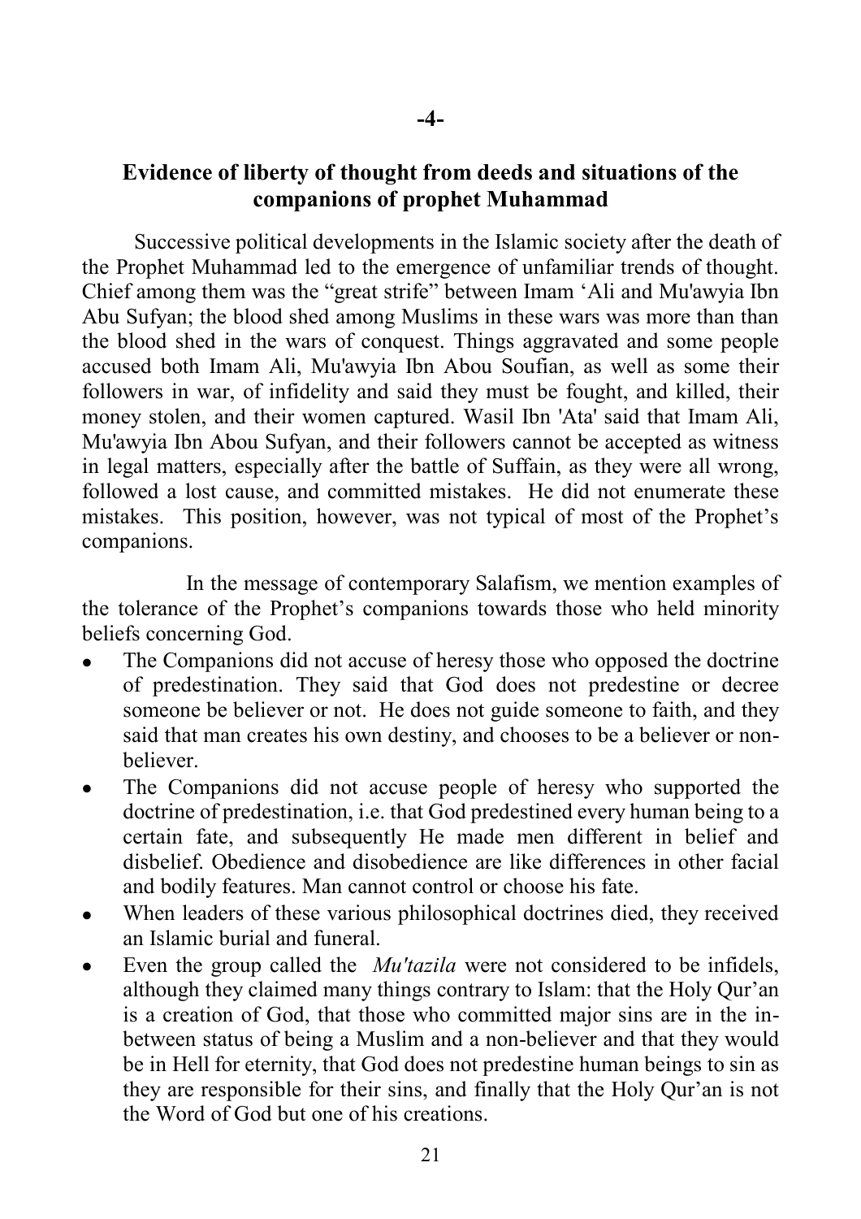# -4-

## Evidence of liberty of thought from deeds and situations of the companions of prophet Muhammad

Successive political developments in the Islamic society after the death of the Prophet Muhammad led to the emergence of unfamiliar trends of thought. Chief among them was the "great strife" between Imam 'Ali and Mu'awyia Ibn Abu Sufyan; the blood shed among Muslims in these wars was more than than the blood shed in the wars of conquest. Things aggravated and some people accused both Imam Ali, Mu'awyia Ibn Abou Soufian, as well as some their followers in war, of infidelity and said they must be fought, and killed, their money stolen, and their women captured. Wasil Ibn 'Ata' said that Imam Ali, Mu'awyia Ibn Abou Sufyan, and their followers cannot be accepted as witness in legal matters, especially after the battle of Suffain, as they were all wrong, followed a lost cause, and committed mistakes. He did not enumerate these mistakes. This position, however, was not typical of most of the Prophet's companions.

In the message of contemporary Salafism, we mention examples of the tolerance of the Prophet's companions towards those who held minority beliefs concerning God.

- The Companions did not accuse of heresy those who opposed the doctrine of predestination. They said that God does not predestine or decree someone be believer or not. He does not guide someone to faith, and they said that man creates his own destiny, and chooses to be a believer or non-believer.
- The Companions did not accuse people of heresy who supported the doctrine of predestination, i.e. that God predestined every human being to a certain fate, and subsequently He made men different in belief and disbelief. Obedience and disobedience are like differences in other facial and bodily features. Man cannot control or choose his fate.
- When leaders of these various philosophical doctrines died, they received an Islamic burial and funeral.
- Even the group called the *Mu'tazila* were not considered to be infidels, although they claimed many things contrary to Islam: that the Holy Qur'an is a creation of God, that those who committed major sins are in the in-between status of being a Muslim and a non-believer and that they would be in Hell for eternity, that God does not predestine human beings to sin as they are responsible for their sins, and finally that the Holy Qur'an is not the Word of God but one of his creations.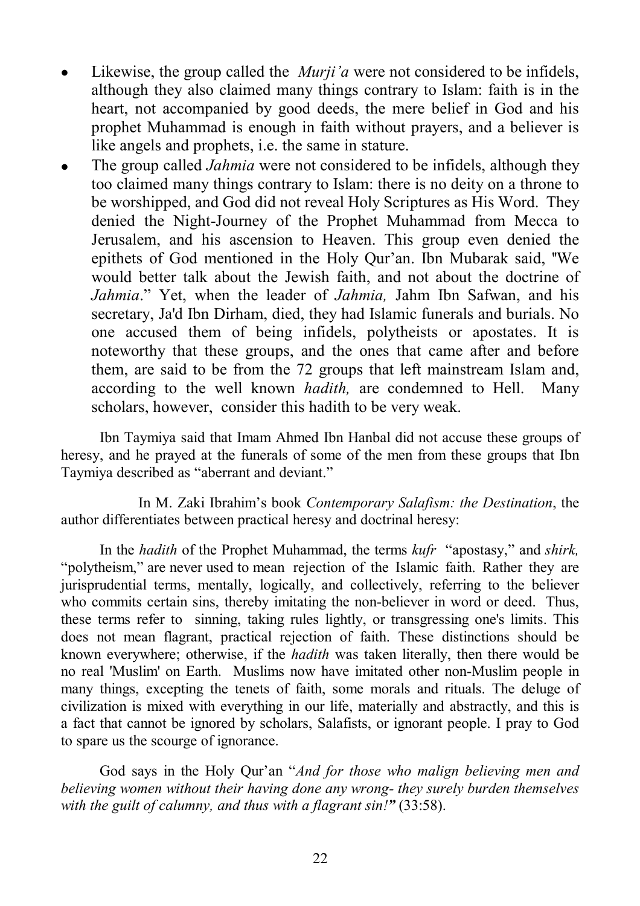- Likewise, the group called the *Murji'a* were not considered to be infidels, although they also claimed many things contrary to Islam: faith is in the heart, not accompanied by good deeds, the mere belief in God and his prophet Muhammad is enough in faith without prayers, and a believer is like angels and prophets, i.e. the same in stature.
- The group called *Jahmia* were not considered to be infidels, although they too claimed many things contrary to Islam: there is no deity on a throne to be worshipped, and God did not reveal Holy Scriptures as His Word. They denied the Night-Journey of the Prophet Muhammad from Mecca to Jerusalem, and his ascension to Heaven. This group even denied the epithets of God mentioned in the Holy Qur'an. Ibn Mubarak said, "We would better talk about the Jewish faith, and not about the doctrine of *Jahmia*." Yet, when the leader of *Jahmia,* Jahm Ibn Safwan, and his secretary, Ja'd Ibn Dirham, died, they had Islamic funerals and burials. No one accused them of being infidels, polytheists or apostates. It is noteworthy that these groups, and the ones that came after and before them, are said to be from the 72 groups that left mainstream Islam and, according to the well known *hadith,* are condemned to Hell. Many scholars, however, consider this hadith to be very weak.

Ibn Taymiya said that Imam Ahmed Ibn Hanbal did not accuse these groups of heresy, and he prayed at the funerals of some of the men from these groups that Ibn Taymiya described as "aberrant and deviant."

In M. Zaki Ibrahim's book *Contemporary Salafism: the Destination*, the author differentiates between practical heresy and doctrinal heresy:

In the *hadith* of the Prophet Muhammad, the terms *kufr* "apostasy," and *shirk,* "polytheism," are never used to mean rejection of the Islamic faith. Rather they are jurisprudential terms, mentally, logically, and collectively, referring to the believer who commits certain sins, thereby imitating the non-believer in word or deed. Thus, these terms refer to sinning, taking rules lightly, or transgressing one's limits. This does not mean flagrant, practical rejection of faith. These distinctions should be known everywhere; otherwise, if the *hadith* was taken literally, then there would be no real 'Muslim' on Earth. Muslims now have imitated other non-Muslim people in many things, excepting the tenets of faith, some morals and rituals. The deluge of civilization is mixed with everything in our life, materially and abstractly, and this is a fact that cannot be ignored by scholars, Salafists, or ignorant people. I pray to God to spare us the scourge of ignorance.

God says in the Holy Qur'an "*And for those who malign believing men and believing women without their having done any wrong- they surely burden themselves with the guilt of calumny, and thus with a flagrant sin!*" (33:58).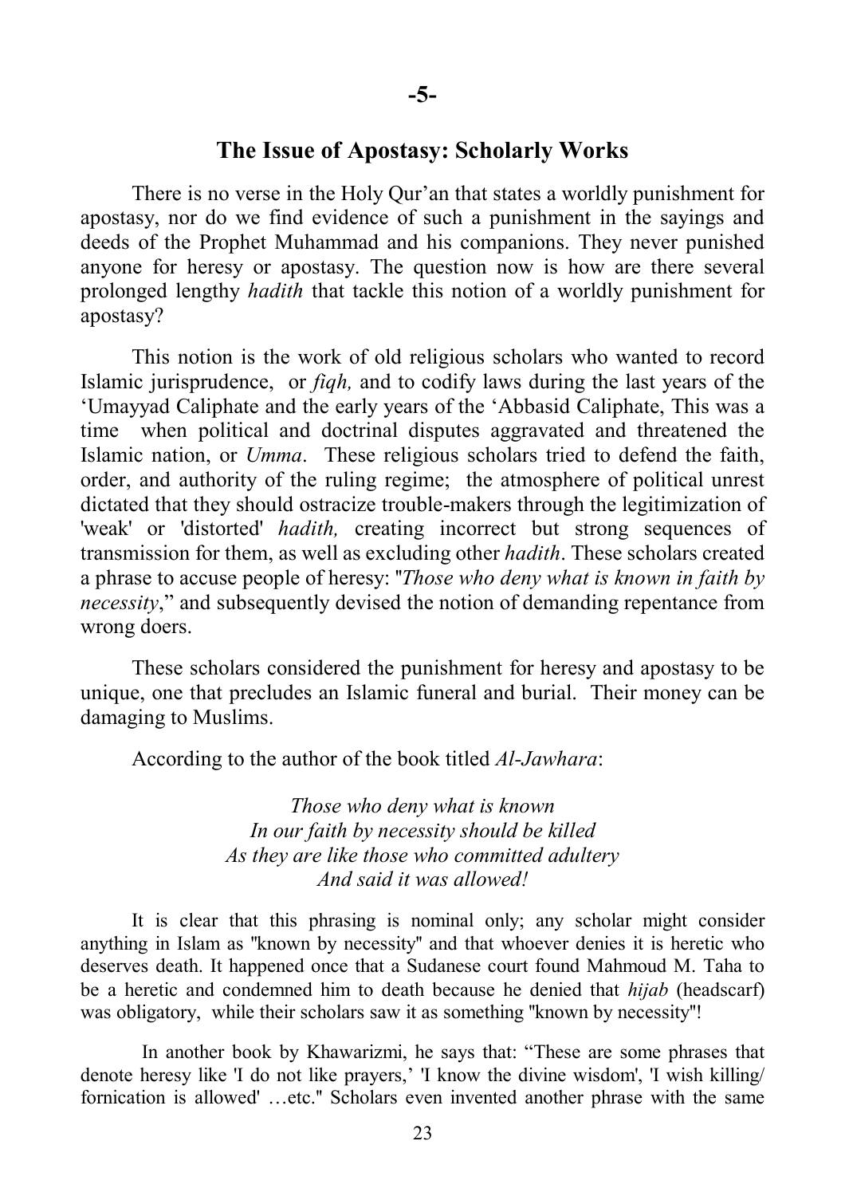**-5-**

## The Issue of Apostasy: Scholarly Works

There is no verse in the Holy Qur'an that states a worldly punishment for apostasy, nor do we find evidence of such a punishment in the sayings and deeds of the Prophet Muhammad and his companions. They never punished anyone for heresy or apostasy. The question now is how are there several prolonged lengthy *hadith* that tackle this notion of a worldly punishment for apostasy?

This notion is the work of old religious scholars who wanted to record Islamic jurisprudence, or *fiqh,* and to codify laws during the last years of the 'Umayyad Caliphate and the early years of the 'Abbasid Caliphate, This was a time when political and doctrinal disputes aggravated and threatened the Islamic nation, or *Umma*. These religious scholars tried to defend the faith, order, and authority of the ruling regime; the atmosphere of political unrest dictated that they should ostracize trouble-makers through the legitimization of 'weak' or 'distorted' *hadith,* creating incorrect but strong sequences of transmission for them, as well as excluding other *hadith*. These scholars created a phrase to accuse people of heresy: "*Those who deny what is known in faith by necessity*," and subsequently devised the notion of demanding repentance from wrong doers.

These scholars considered the punishment for heresy and apostasy to be unique, one that precludes an Islamic funeral and burial. Their money can be damaging to Muslims.

According to the author of the book titled *Al-Jawhara*:

> *Those who deny what is known*
> *In our faith by necessity should be killed*
> *As they are like those who committed adultery*
> *And said it was allowed!*

It is clear that this phrasing is nominal only; any scholar might consider anything in Islam as "known by necessity" and that whoever denies it is heretic who deserves death. It happened once that a Sudanese court found Mahmoud M. Taha to be a heretic and condemned him to death because he denied that *hijab* (headscarf) was obligatory, while their scholars saw it as something "known by necessity"!

In another book by Khawarizmi, he says that: "These are some phrases that denote heresy like 'I do not like prayers,' 'I know the divine wisdom', 'I wish killing/ fornication is allowed' …etc." Scholars even invented another phrase with the same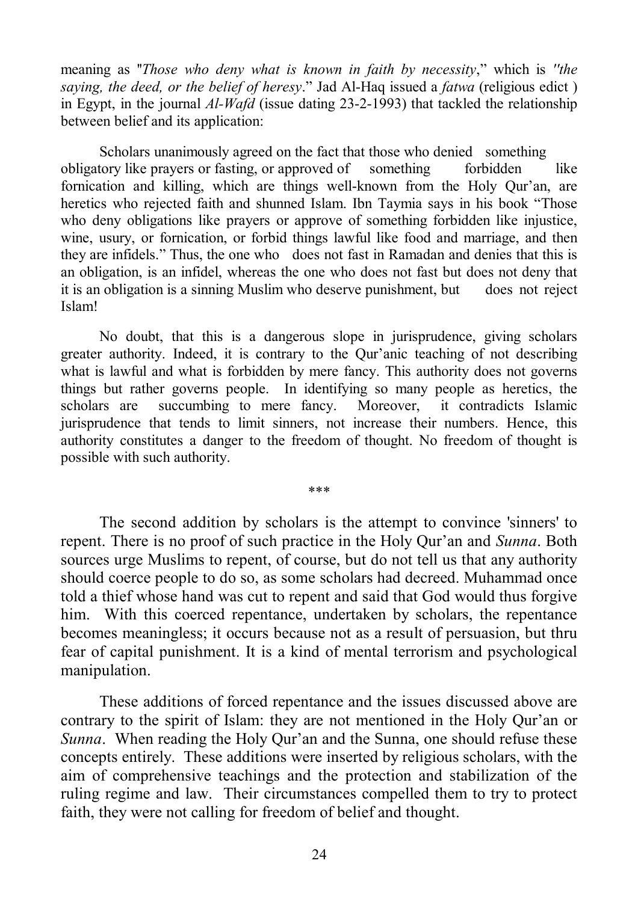meaning as "*Those who deny what is known in faith by necessity*," which is *"the saying, the deed, or the belief of heresy*." Jad Al-Haq issued a *fatwa* (religious edict ) in Egypt, in the journal *Al-Wafd* (issue dating 23-2-1993) that tackled the relationship between belief and its application:

> Scholars unanimously agreed on the fact that those who denied something obligatory like prayers or fasting, or approved of something forbidden like fornication and killing, which are things well-known from the Holy Qur'an, are heretics who rejected faith and shunned Islam. Ibn Taymia says in his book "Those who deny obligations like prayers or approve of something forbidden like injustice, wine, usury, or fornication, or forbid things lawful like food and marriage, and then they are infidels." Thus, the one who does not fast in Ramadan and denies that this is an obligation, is an infidel, whereas the one who does not fast but does not deny that it is an obligation is a sinning Muslim who deserve punishment, but does not reject Islam!
>
> No doubt, that this is a dangerous slope in jurisprudence, giving scholars greater authority. Indeed, it is contrary to the Qur'anic teaching of not describing what is lawful and what is forbidden by mere fancy. This authority does not governs things but rather governs people. In identifying so many people as heretics, the scholars are succumbing to mere fancy. Moreover, it contradicts Islamic jurisprudence that tends to limit sinners, not increase their numbers. Hence, this authority constitutes a danger to the freedom of thought. No freedom of thought is possible with such authority.

\*\*\*

The second addition by scholars is the attempt to convince 'sinners' to repent. There is no proof of such practice in the Holy Qur'an and *Sunna*. Both sources urge Muslims to repent, of course, but do not tell us that any authority should coerce people to do so, as some scholars had decreed. Muhammad once told a thief whose hand was cut to repent and said that God would thus forgive him. With this coerced repentance, undertaken by scholars, the repentance becomes meaningless; it occurs because not as a result of persuasion, but thru fear of capital punishment. It is a kind of mental terrorism and psychological manipulation.

These additions of forced repentance and the issues discussed above are contrary to the spirit of Islam: they are not mentioned in the Holy Qur'an or *Sunna*. When reading the Holy Qur'an and the Sunna, one should refuse these concepts entirely. These additions were inserted by religious scholars, with the aim of comprehensive teachings and the protection and stabilization of the ruling regime and law. Their circumstances compelled them to try to protect faith, they were not calling for freedom of belief and thought.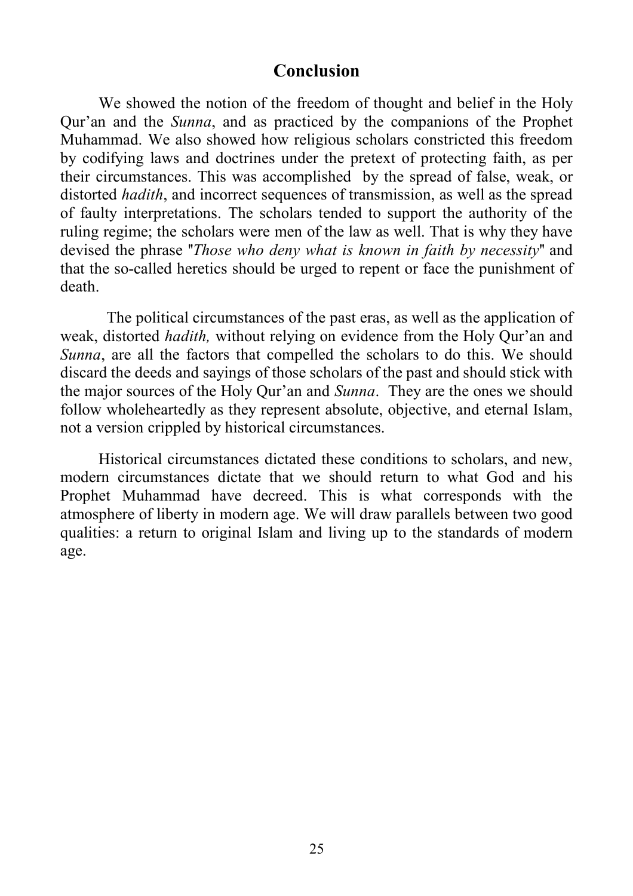## Conclusion

We showed the notion of the freedom of thought and belief in the Holy Qur'an and the *Sunna*, and as practiced by the companions of the Prophet Muhammad. We also showed how religious scholars constricted this freedom by codifying laws and doctrines under the pretext of protecting faith, as per their circumstances. This was accomplished by the spread of false, weak, or distorted *hadith*, and incorrect sequences of transmission, as well as the spread of faulty interpretations. The scholars tended to support the authority of the ruling regime; the scholars were men of the law as well. That is why they have devised the phrase "*Those who deny what is known in faith by necessity*" and that the so-called heretics should be urged to repent or face the punishment of death.

The political circumstances of the past eras, as well as the application of weak, distorted *hadith,* without relying on evidence from the Holy Qur'an and *Sunna*, are all the factors that compelled the scholars to do this. We should discard the deeds and sayings of those scholars of the past and should stick with the major sources of the Holy Qur'an and *Sunna*. They are the ones we should follow wholeheartedly as they represent absolute, objective, and eternal Islam, not a version crippled by historical circumstances.

Historical circumstances dictated these conditions to scholars, and new, modern circumstances dictate that we should return to what God and his Prophet Muhammad have decreed. This is what corresponds with the atmosphere of liberty in modern age. We will draw parallels between two good qualities: a return to original Islam and living up to the standards of modern age.